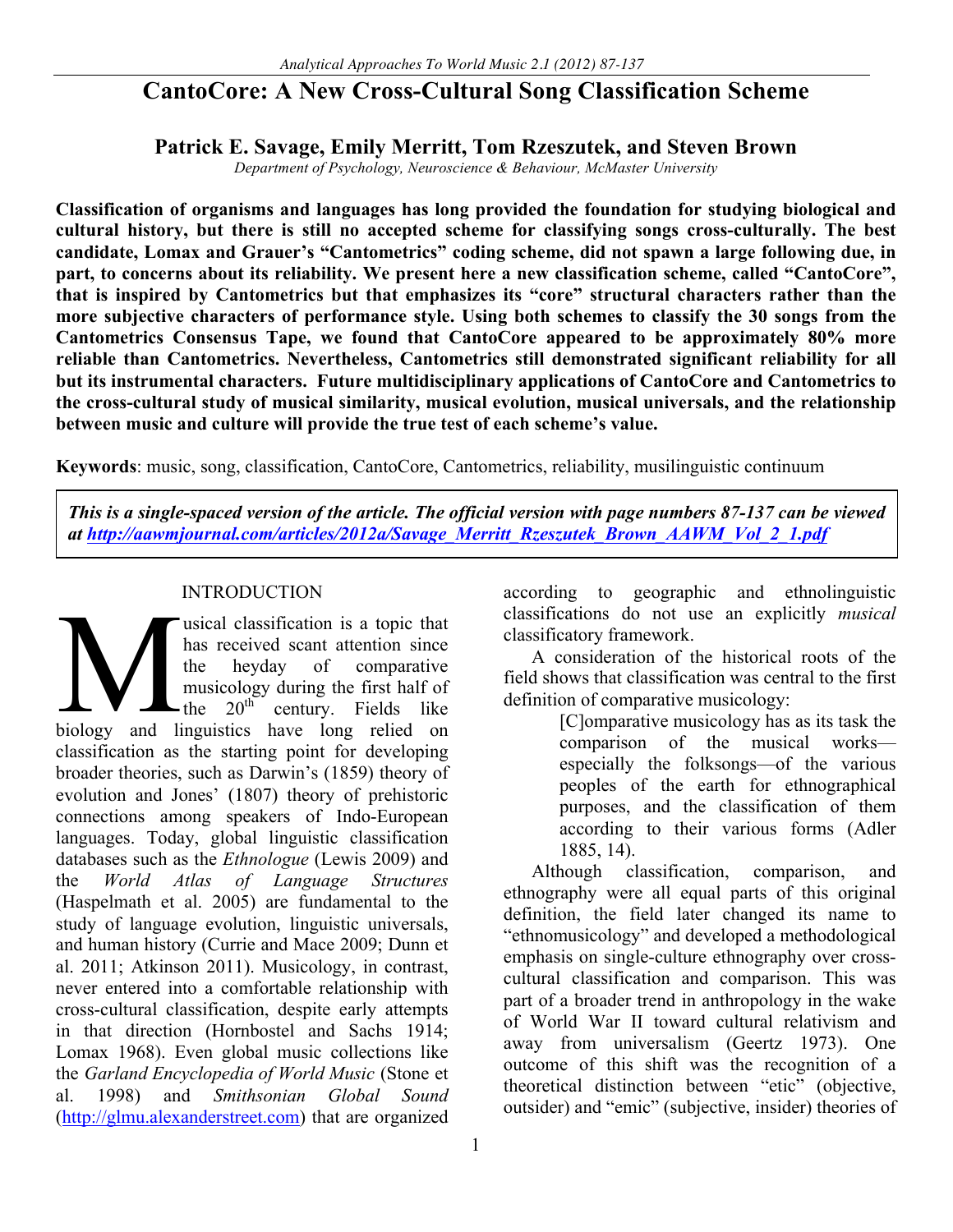# CantoCore: A New Cross-Cultural Song Classification Scheme

**Patrick E. Savage, Emily Merritt, Tom Rzeszutek, and Steven Brown**

*Department of Psychology, Neuroscience & Behaviour, McMaster University*

**Classification of organisms and languages has long provided the foundation for studying biological and cultural history, but there is still no accepted scheme for classifying songs cross-culturally. The best candidate, Lomax and Grauer's "Cantometrics" coding scheme, did not spawn a large following due, in part, to concerns about its reliability. We present here a new classification scheme, called "CantoCore", that is inspired by Cantometrics but that emphasizes its "core" structural characters rather than the more subjective characters of performance style. Using both schemes to classify the 30 songs from the Cantometrics Consensus Tape, we found that CantoCore appeared to be approximately 80% more reliable than Cantometrics. Nevertheless, Cantometrics still demonstrated significant reliability for all but its instrumental characters. Future multidisciplinary applications of CantoCore and Cantometrics to the cross-cultural study of musical similarity, musical evolution, musical universals, and the relationship between music and culture will provide the true test of each scheme's value.**

**Keywords**: music, song, classification, CantoCore, Cantometrics, reliability, musilinguistic continuum

> ***This is a single-spaced version of the article. The official version with page numbers 87-137 can be viewed at [http://aawmjournal.com/articles/2012a/Savage_Merritt_Rzeszutek_Brown_AAWM_Vol_2_1.pdf](http://aawmjournal.com/articles/2012a/Savage_Merritt_Rzeszutek_Brown_AAWM_Vol_2_1.pdf)***

## INTRODUCTION

Musical classification is a topic that has received scant attention since the heyday of comparative musicology during the first half of the 20th century. Fields like biology and linguistics have long relied on classification as the starting point for developing broader theories, such as Darwin's (1859) theory of evolution and Jones' (1807) theory of prehistoric connections among speakers of Indo-European languages. Today, global linguistic classification databases such as the *Ethnologue* (Lewis 2009) and the *World Atlas of Language Structures* (Haspelmath et al. 2005) are fundamental to the study of language evolution, linguistic universals, and human history (Currie and Mace 2009; Dunn et al. 2011; Atkinson 2011). Musicology, in contrast, never entered into a comfortable relationship with cross-cultural classification, despite early attempts in that direction (Hornbostel and Sachs 1914; Lomax 1968). Even global music collections like the *Garland Encyclopedia of World Music* (Stone et al. 1998) and *Smithsonian Global Sound* ([http://glmu.alexanderstreet.com](http://glmu.alexanderstreet.com)) that are organized according to geographic and ethnolinguistic classifications do not use an explicitly *musical* classificatory framework.

A consideration of the historical roots of the field shows that classification was central to the first definition of comparative musicology:

> [C]omparative musicology has as its task the comparison of the musical works—especially the folksongs—of the various peoples of the earth for ethnographical purposes, and the classification of them according to their various forms (Adler 1885, 14).

Although classification, comparison, and ethnography were all equal parts of this original definition, the field later changed its name to "ethnomusicology" and developed a methodological emphasis on single-culture ethnography over cross-cultural classification and comparison. This was part of a broader trend in anthropology in the wake of World War II toward cultural relativism and away from universalism (Geertz 1973). One outcome of this shift was the recognition of a theoretical distinction between "etic" (objective, outsider) and "emic" (subjective, insider) theories of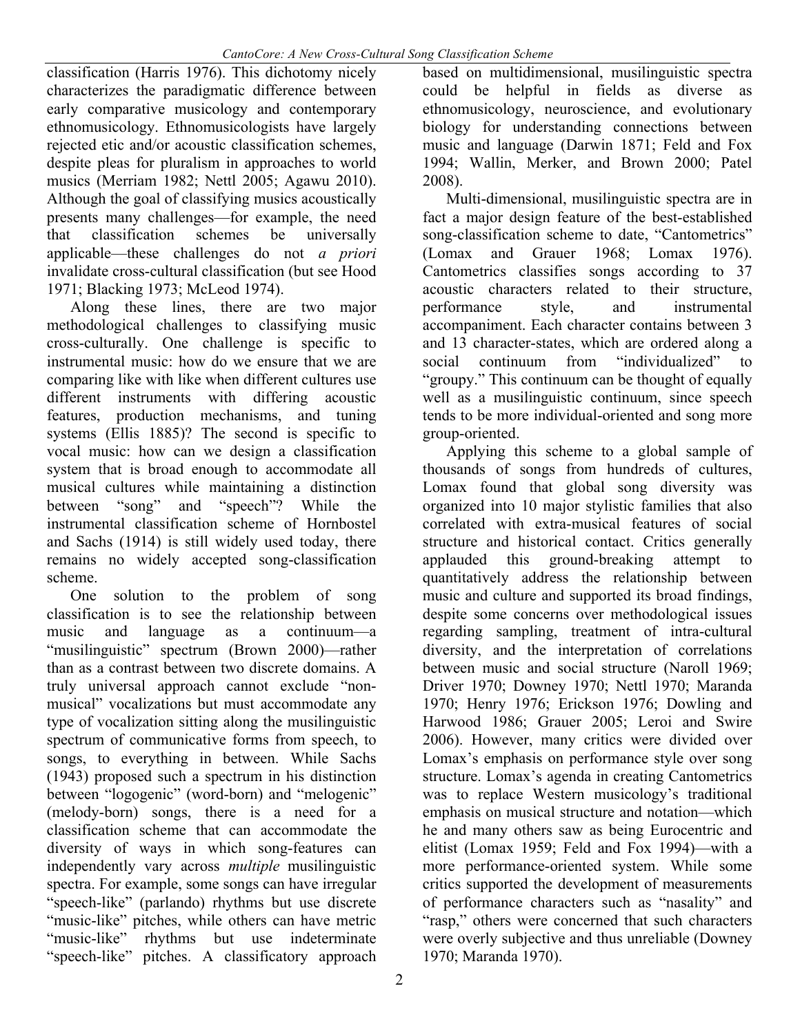classification (Harris 1976). This dichotomy nicely characterizes the paradigmatic difference between early comparative musicology and contemporary ethnomusicology. Ethnomusicologists have largely rejected etic and/or acoustic classification schemes, despite pleas for pluralism in approaches to world musics (Merriam 1982; Nettl 2005; Agawu 2010). Although the goal of classifying musics acoustically presents many challenges—for example, the need that classification schemes be universally applicable—these challenges do not *a priori* invalidate cross-cultural classification (but see Hood 1971; Blacking 1973; McLeod 1974).

Along these lines, there are two major methodological challenges to classifying music cross-culturally. One challenge is specific to instrumental music: how do we ensure that we are comparing like with like when different cultures use different instruments with differing acoustic features, production mechanisms, and tuning systems (Ellis 1885)? The second is specific to vocal music: how can we design a classification system that is broad enough to accommodate all musical cultures while maintaining a distinction between "song" and "speech"? While the instrumental classification scheme of Hornbostel and Sachs (1914) is still widely used today, there remains no widely accepted song-classification scheme.

One solution to the problem of song classification is to see the relationship between music and language as a continuum—a "musilinguistic" spectrum (Brown 2000)—rather than as a contrast between two discrete domains. A truly universal approach cannot exclude "non-musical" vocalizations but must accommodate any type of vocalization sitting along the musilinguistic spectrum of communicative forms from speech, to songs, to everything in between. While Sachs (1943) proposed such a spectrum in his distinction between "logogenic" (word-born) and "melogenic" (melody-born) songs, there is a need for a classification scheme that can accommodate the diversity of ways in which song-features can independently vary across *multiple* musilinguistic spectra. For example, some songs can have irregular "speech-like" (parlando) rhythms but use discrete "music-like" pitches, while others can have metric "music-like" rhythms but use indeterminate "speech-like" pitches. A classificatory approach based on multidimensional, musilinguistic spectra could be helpful in fields as diverse as ethnomusicology, neuroscience, and evolutionary biology for understanding connections between music and language (Darwin 1871; Feld and Fox 1994; Wallin, Merker, and Brown 2000; Patel 2008).

Multi-dimensional, musilinguistic spectra are in fact a major design feature of the best-established song-classification scheme to date, "Cantometrics" (Lomax and Grauer 1968; Lomax 1976). Cantometrics classifies songs according to 37 acoustic characters related to their structure, performance style, and instrumental accompaniment. Each character contains between 3 and 13 character-states, which are ordered along a social continuum from "individualized" to "groupy." This continuum can be thought of equally well as a musilinguistic continuum, since speech tends to be more individual-oriented and song more group-oriented.

Applying this scheme to a global sample of thousands of songs from hundreds of cultures, Lomax found that global song diversity was organized into 10 major stylistic families that also correlated with extra-musical features of social structure and historical contact. Critics generally applauded this ground-breaking attempt to quantitatively address the relationship between music and culture and supported its broad findings, despite some concerns over methodological issues regarding sampling, treatment of intra-cultural diversity, and the interpretation of correlations between music and social structure (Naroll 1969; Driver 1970; Downey 1970; Nettl 1970; Maranda 1970; Henry 1976; Erickson 1976; Dowling and Harwood 1986; Grauer 2005; Leroi and Swire 2006). However, many critics were divided over Lomax's emphasis on performance style over song structure. Lomax's agenda in creating Cantometrics was to replace Western musicology's traditional emphasis on musical structure and notation—which he and many others saw as being Eurocentric and elitist (Lomax 1959; Feld and Fox 1994)—with a more performance-oriented system. While some critics supported the development of measurements of performance characters such as "nasality" and "rasp," others were concerned that such characters were overly subjective and thus unreliable (Downey 1970; Maranda 1970).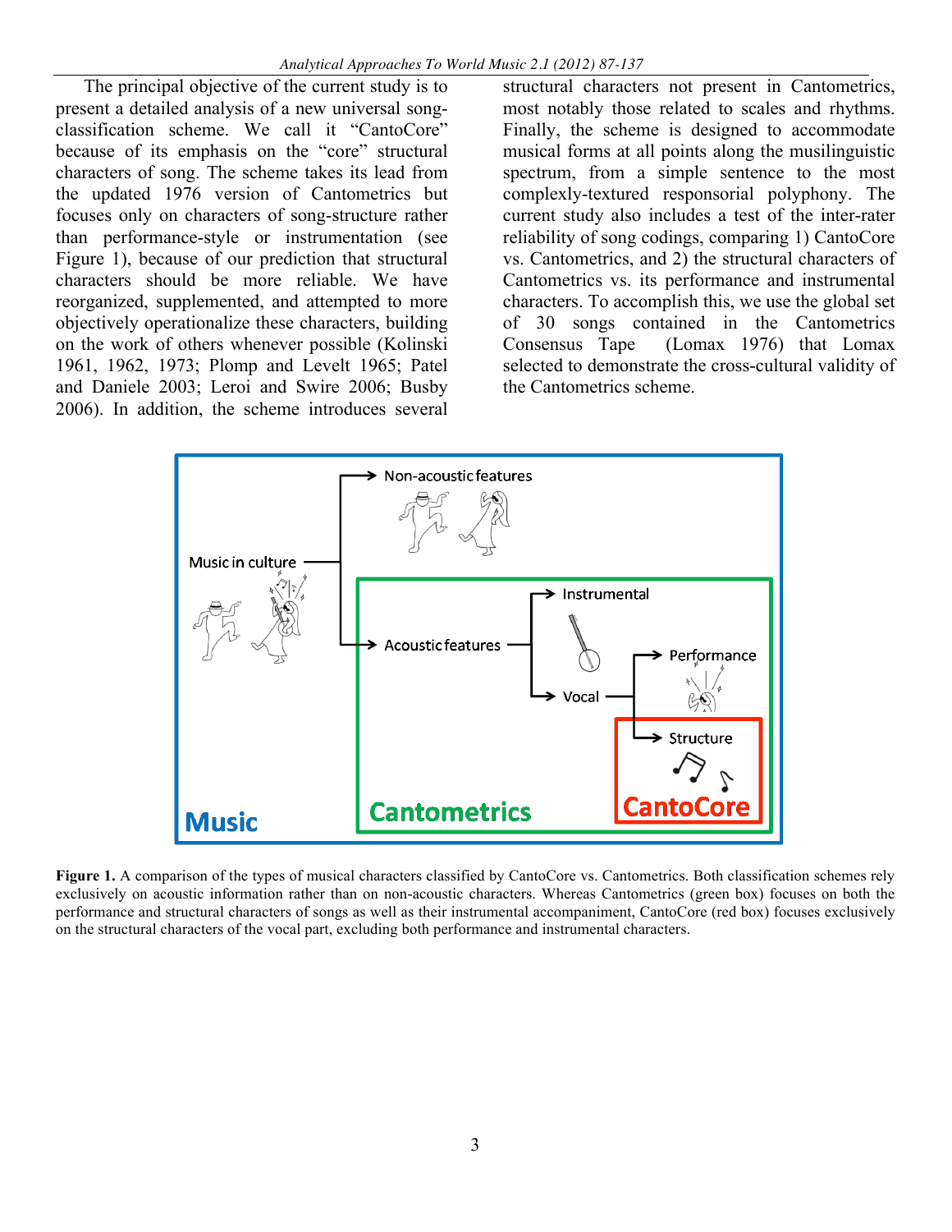The principal objective of the current study is to present a detailed analysis of a new universal song-classification scheme. We call it "CantoCore" because of its emphasis on the "core" structural characters of song. The scheme takes its lead from the updated 1976 version of Cantometrics but focuses only on characters of song-structure rather than performance-style or instrumentation (see Figure 1), because of our prediction that structural characters should be more reliable. We have reorganized, supplemented, and attempted to more objectively operationalize these characters, building on the work of others whenever possible (Kolinski 1961, 1962, 1973; Plomp and Levelt 1965; Patel and Daniele 2003; Leroi and Swire 2006; Busby 2006). In addition, the scheme introduces several structural characters not present in Cantometrics, most notably those related to scales and rhythms. Finally, the scheme is designed to accommodate musical forms at all points along the musilinguistic spectrum, from a simple sentence to the most complexly-textured responsorial polyphony. The current study also includes a test of the inter-rater reliability of song codings, comparing 1) CantoCore vs. Cantometrics, and 2) the structural characters of Cantometrics vs. its performance and instrumental characters. To accomplish this, we use the global set of 30 songs contained in the Cantometrics Consensus Tape (Lomax 1976) that Lomax selected to demonstrate the cross-cultural validity of the Cantometrics scheme.

**Figure 1.** A comparison of the types of musical characters classified by CantoCore vs. Cantometrics. Both classification schemes rely exclusively on acoustic information rather than on non-acoustic characters. Whereas Cantometrics (green box) focuses on both the performance and structural characters of songs as well as their instrumental accompaniment, CantoCore (red box) focuses exclusively on the structural characters of the vocal part, excluding both performance and instrumental characters.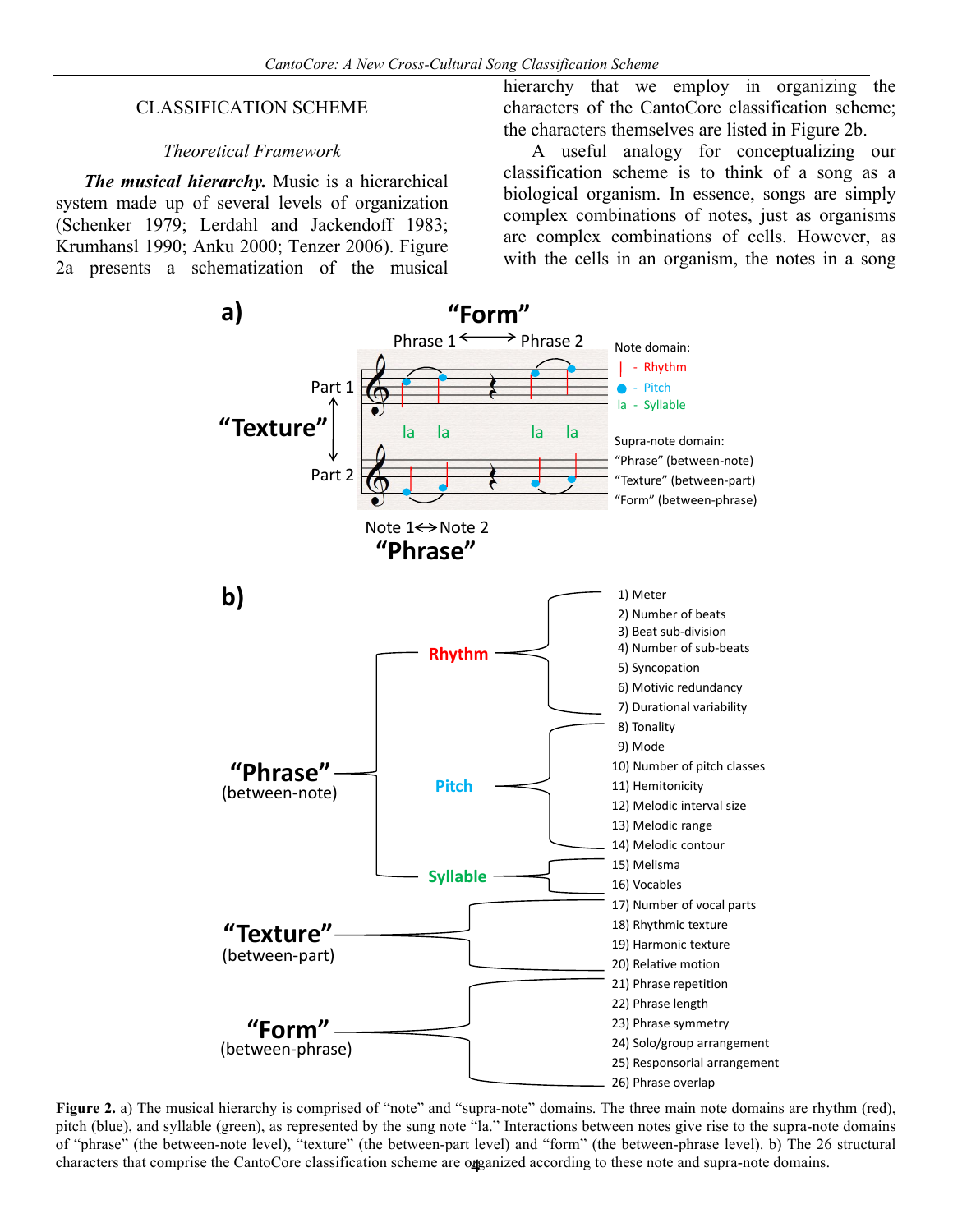## CLASSIFICATION SCHEME

### *Theoretical Framework*

***The musical hierarchy.*** Music is a hierarchical system made up of several levels of organization (Schenker 1979; Lerdahl and Jackendoff 1983; Krumhansl 1990; Anku 2000; Tenzer 2006). Figure 2a presents a schematization of the musical hierarchy that we employ in organizing the characters of the CantoCore classification scheme; the characters themselves are listed in Figure 2b.

A useful analogy for conceptualizing our classification scheme is to think of a song as a biological organism. In essence, songs are simply complex combinations of notes, just as organisms are complex combinations of cells. However, as with the cells in an organism, the notes in a song

**Figure 2.** a) The musical hierarchy is comprised of "note" and "supra-note" domains. The three main note domains are rhythm (red), pitch (blue), and syllable (green), as represented by the sung note "la." Interactions between notes give rise to the supra-note domains of "phrase" (the between-note level), "texture" (the between-part level) and "form" (the between-phrase level). b) The 26 structural characters that comprise the CantoCore classification scheme are organized according to these note and supra-note domains.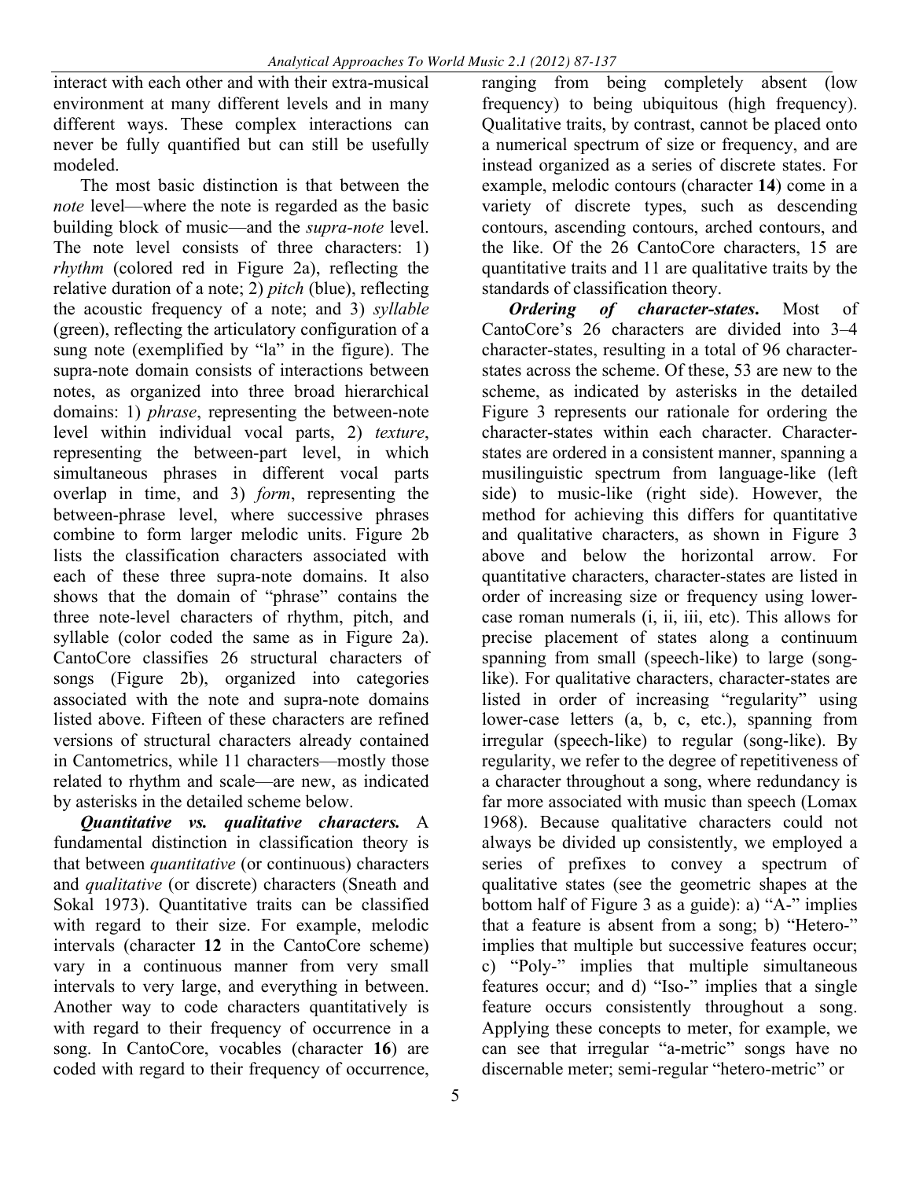interact with each other and with their extra-musical environment at many different levels and in many different ways. These complex interactions can never be fully quantified but can still be usefully modeled.

The most basic distinction is that between the *note* level—where the note is regarded as the basic building block of music—and the *supra-note* level. The note level consists of three characters: 1) *rhythm* (colored red in Figure 2a), reflecting the relative duration of a note; 2) *pitch* (blue), reflecting the acoustic frequency of a note; and 3) *syllable* (green), reflecting the articulatory configuration of a sung note (exemplified by "la" in the figure). The supra-note domain consists of interactions between notes, as organized into three broad hierarchical domains: 1) *phrase*, representing the between-note level within individual vocal parts, 2) *texture*, representing the between-part level, in which simultaneous phrases in different vocal parts overlap in time, and 3) *form*, representing the between-phrase level, where successive phrases combine to form larger melodic units. Figure 2b lists the classification characters associated with each of these three supra-note domains. It also shows that the domain of "phrase" contains the three note-level characters of rhythm, pitch, and syllable (color coded the same as in Figure 2a). CantoCore classifies 26 structural characters of songs (Figure 2b), organized into categories associated with the note and supra-note domains listed above. Fifteen of these characters are refined versions of structural characters already contained in Cantometrics, while 11 characters—mostly those related to rhythm and scale—are new, as indicated by asterisks in the detailed scheme below.

***Quantitative vs. qualitative characters.*** A fundamental distinction in classification theory is that between *quantitative* (or continuous) characters and *qualitative* (or discrete) characters (Sneath and Sokal 1973). Quantitative traits can be classified with regard to their size. For example, melodic intervals (character **12** in the CantoCore scheme) vary in a continuous manner from very small intervals to very large, and everything in between. Another way to code characters quantitatively is with regard to their frequency of occurrence in a song. In CantoCore, vocables (character **16**) are coded with regard to their frequency of occurrence, ranging from being completely absent (low frequency) to being ubiquitous (high frequency). Qualitative traits, by contrast, cannot be placed onto a numerical spectrum of size or frequency, and are instead organized as a series of discrete states. For example, melodic contours (character **14**) come in a variety of discrete types, such as descending contours, ascending contours, arched contours, and the like. Of the 26 CantoCore characters, 15 are quantitative traits and 11 are qualitative traits by the standards of classification theory.

***Ordering of character-states.*** Most of CantoCore's 26 characters are divided into 3–4 character-states, resulting in a total of 96 character-states across the scheme. Of these, 53 are new to the scheme, as indicated by asterisks in the detailed Figure 3 represents our rationale for ordering the character-states within each character. Character-states are ordered in a consistent manner, spanning a musilinguistic spectrum from language-like (left side) to music-like (right side). However, the method for achieving this differs for quantitative and qualitative characters, as shown in Figure 3 above and below the horizontal arrow. For quantitative characters, character-states are listed in order of increasing size or frequency using lower-case roman numerals (i, ii, iii, etc). This allows for precise placement of states along a continuum spanning from small (speech-like) to large (song-like). For qualitative characters, character-states are listed in order of increasing "regularity" using lower-case letters (a, b, c, etc.), spanning from irregular (speech-like) to regular (song-like). By regularity, we refer to the degree of repetitiveness of a character throughout a song, where redundancy is far more associated with music than speech (Lomax 1968). Because qualitative characters could not always be divided up consistently, we employed a series of prefixes to convey a spectrum of qualitative states (see the geometric shapes at the bottom half of Figure 3 as a guide): a) "A-" implies that a feature is absent from a song; b) "Hetero-" implies that multiple but successive features occur; c) "Poly-" implies that multiple simultaneous features occur; and d) "Iso-" implies that a single feature occurs consistently throughout a song. Applying these concepts to meter, for example, we can see that irregular "a-metric" songs have no discernable meter; semi-regular "hetero-metric" or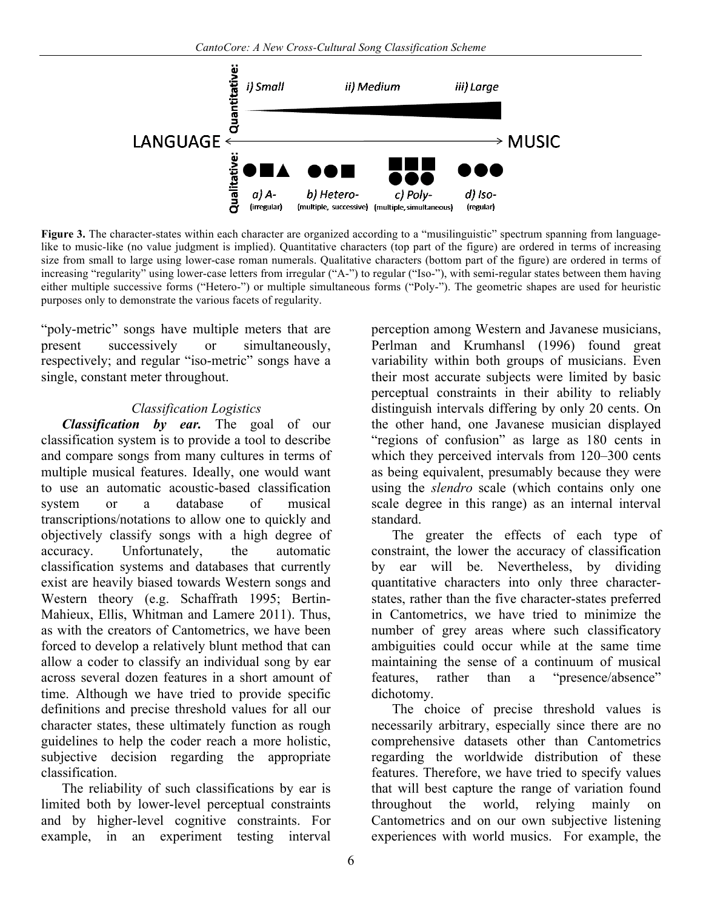**Figure 3.** The character-states within each character are organized according to a "musilinguistic" spectrum spanning from language-like to music-like (no value judgment is implied). Quantitative characters (top part of the figure) are ordered in terms of increasing size from small to large using lower-case roman numerals. Qualitative characters (bottom part of the figure) are ordered in terms of increasing "regularity" using lower-case letters from irregular ("A-") to regular ("Iso-"), with semi-regular states between them having either multiple successive forms ("Hetero-") or multiple simultaneous forms ("Poly-"). The geometric shapes are used for heuristic purposes only to demonstrate the various facets of regularity.

"poly-metric" songs have multiple meters that are present successively or simultaneously, respectively; and regular "iso-metric" songs have a single, constant meter throughout.

### *Classification Logistics*

***Classification by ear.*** The goal of our classification system is to provide a tool to describe and compare songs from many cultures in terms of multiple musical features. Ideally, one would want to use an automatic acoustic-based classification system or a database of musical transcriptions/notations to allow one to quickly and objectively classify songs with a high degree of accuracy. Unfortunately, the automatic classification systems and databases that currently exist are heavily biased towards Western songs and Western theory (e.g. Schaffrath 1995; Bertin-Mahieux, Ellis, Whitman and Lamere 2011). Thus, as with the creators of Cantometrics, we have been forced to develop a relatively blunt method that can allow a coder to classify an individual song by ear across several dozen features in a short amount of time. Although we have tried to provide specific definitions and precise threshold values for all our character states, these ultimately function as rough guidelines to help the coder reach a more holistic, subjective decision regarding the appropriate classification.

The reliability of such classifications by ear is limited both by lower-level perceptual constraints and by higher-level cognitive constraints. For example, in an experiment testing interval perception among Western and Javanese musicians, Perlman and Krumhansl (1996) found great variability within both groups of musicians. Even their most accurate subjects were limited by basic perceptual constraints in their ability to reliably distinguish intervals differing by only 20 cents. On the other hand, one Javanese musician displayed "regions of confusion" as large as 180 cents in which they perceived intervals from 120–300 cents as being equivalent, presumably because they were using the *slendro* scale (which contains only one scale degree in this range) as an internal interval standard.

The greater the effects of each type of constraint, the lower the accuracy of classification by ear will be. Nevertheless, by dividing quantitative characters into only three character-states, rather than the five character-states preferred in Cantometrics, we have tried to minimize the number of grey areas where such classificatory ambiguities could occur while at the same time maintaining the sense of a continuum of musical features, rather than a "presence/absence" dichotomy.

The choice of precise threshold values is necessarily arbitrary, especially since there are no comprehensive datasets other than Cantometrics regarding the worldwide distribution of these features. Therefore, we have tried to specify values that will best capture the range of variation found throughout the world, relying mainly on Cantometrics and on our own subjective listening experiences with world musics. For example, the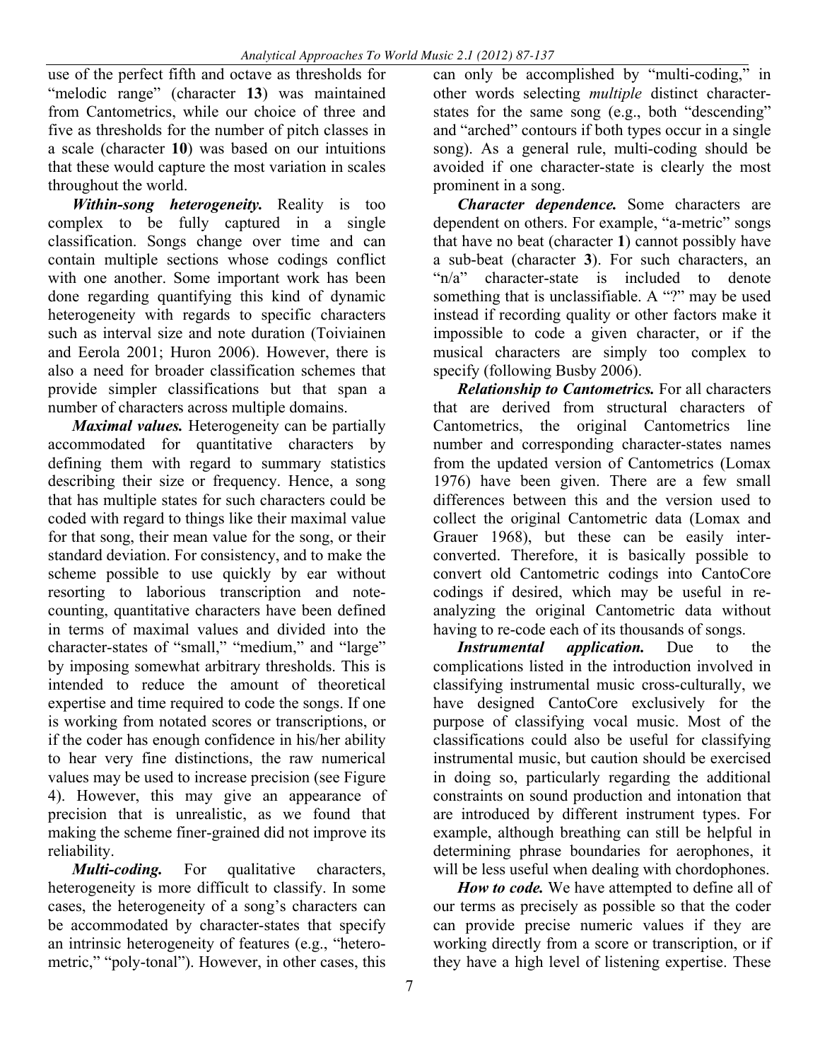use of the perfect fifth and octave as thresholds for "melodic range" (character **13**) was maintained from Cantometrics, while our choice of three and five as thresholds for the number of pitch classes in a scale (character **10**) was based on our intuitions that these would capture the most variation in scales throughout the world.

***Within-song heterogeneity.*** Reality is too complex to be fully captured in a single classification. Songs change over time and can contain multiple sections whose codings conflict with one another. Some important work has been done regarding quantifying this kind of dynamic heterogeneity with regards to specific characters such as interval size and note duration (Toiviainen and Eerola 2001; Huron 2006). However, there is also a need for broader classification schemes that provide simpler classifications but that span a number of characters across multiple domains.

***Maximal values.*** Heterogeneity can be partially accommodated for quantitative characters by defining them with regard to summary statistics describing their size or frequency. Hence, a song that has multiple states for such characters could be coded with regard to things like their maximal value for that song, their mean value for the song, or their standard deviation. For consistency, and to make the scheme possible to use quickly by ear without resorting to laborious transcription and note-counting, quantitative characters have been defined in terms of maximal values and divided into the character-states of "small," "medium," and "large" by imposing somewhat arbitrary thresholds. This is intended to reduce the amount of theoretical expertise and time required to code the songs. If one is working from notated scores or transcriptions, or if the coder has enough confidence in his/her ability to hear very fine distinctions, the raw numerical values may be used to increase precision (see Figure 4). However, this may give an appearance of precision that is unrealistic, as we found that making the scheme finer-grained did not improve its reliability.

***Multi-coding.*** For qualitative characters, heterogeneity is more difficult to classify. In some cases, the heterogeneity of a song's characters can be accommodated by character-states that specify an intrinsic heterogeneity of features (e.g., "hetero-metric," "poly-tonal"). However, in other cases, this can only be accomplished by "multi-coding," in other words selecting *multiple* distinct character-states for the same song (e.g., both "descending" and "arched" contours if both types occur in a single song). As a general rule, multi-coding should be avoided if one character-state is clearly the most prominent in a song.

***Character dependence.*** Some characters are dependent on others. For example, "a-metric" songs that have no beat (character **1**) cannot possibly have a sub-beat (character **3**). For such characters, an "n/a" character-state is included to denote something that is unclassifiable. A "?" may be used instead if recording quality or other factors make it impossible to code a given character, or if the musical characters are simply too complex to specify (following Busby 2006).

***Relationship to Cantometrics.*** For all characters that are derived from structural characters of Cantometrics, the original Cantometrics line number and corresponding character-states names from the updated version of Cantometrics (Lomax 1976) have been given. There are a few small differences between this and the version used to collect the original Cantometric data (Lomax and Grauer 1968), but these can be easily inter-converted. Therefore, it is basically possible to convert old Cantometric codings into CantoCore codings if desired, which may be useful in re-analyzing the original Cantometric data without having to re-code each of its thousands of songs.

***Instrumental application.*** Due to the complications listed in the introduction involved in classifying instrumental music cross-culturally, we have designed CantoCore exclusively for the purpose of classifying vocal music. Most of the classifications could also be useful for classifying instrumental music, but caution should be exercised in doing so, particularly regarding the additional constraints on sound production and intonation that are introduced by different instrument types. For example, although breathing can still be helpful in determining phrase boundaries for aerophones, it will be less useful when dealing with chordophones.

***How to code.*** We have attempted to define all of our terms as precisely as possible so that the coder can provide precise numeric values if they are working directly from a score or transcription, or if they have a high level of listening expertise. These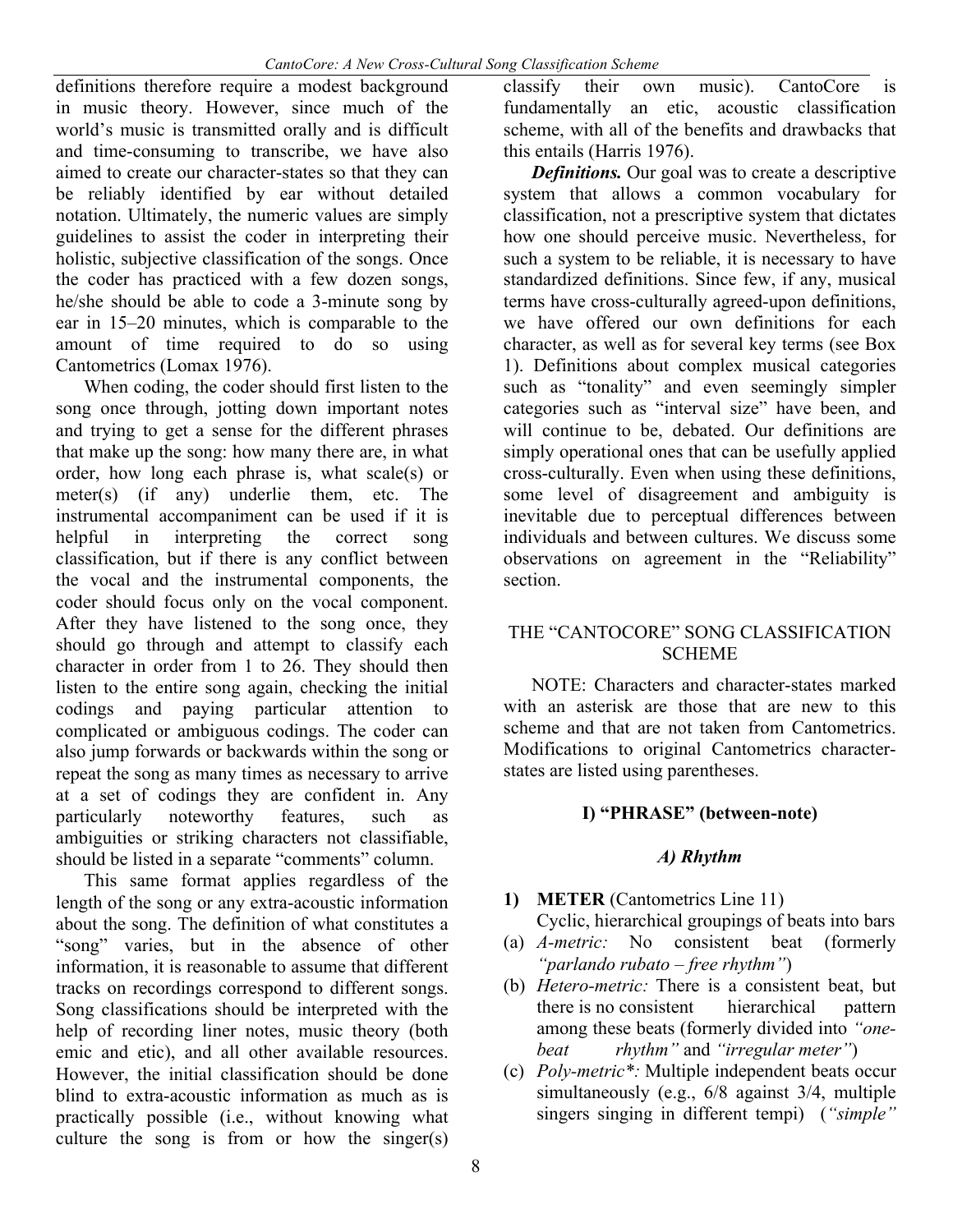definitions therefore require a modest background in music theory. However, since much of the world's music is transmitted orally and is difficult and time-consuming to transcribe, we have also aimed to create our character-states so that they can be reliably identified by ear without detailed notation. Ultimately, the numeric values are simply guidelines to assist the coder in interpreting their holistic, subjective classification of the songs. Once the coder has practiced with a few dozen songs, he/she should be able to code a 3-minute song by ear in 15–20 minutes, which is comparable to the amount of time required to do so using Cantometrics (Lomax 1976).

When coding, the coder should first listen to the song once through, jotting down important notes and trying to get a sense for the different phrases that make up the song: how many there are, in what order, how long each phrase is, what scale(s) or meter(s) (if any) underlie them, etc. The instrumental accompaniment can be used if it is helpful in interpreting the correct song classification, but if there is any conflict between the vocal and the instrumental components, the coder should focus only on the vocal component. After they have listened to the song once, they should go through and attempt to classify each character in order from 1 to 26. They should then listen to the entire song again, checking the initial codings and paying particular attention to complicated or ambiguous codings. The coder can also jump forwards or backwards within the song or repeat the song as many times as necessary to arrive at a set of codings they are confident in. Any particularly noteworthy features, such as ambiguities or striking characters not classifiable, should be listed in a separate "comments" column.

This same format applies regardless of the length of the song or any extra-acoustic information about the song. The definition of what constitutes a "song" varies, but in the absence of other information, it is reasonable to assume that different tracks on recordings correspond to different songs. Song classifications should be interpreted with the help of recording liner notes, music theory (both emic and etic), and all other available resources. However, the initial classification should be done blind to extra-acoustic information as much as is practically possible (i.e., without knowing what culture the song is from or how the singer(s) classify their own music). CantoCore is fundamentally an etic, acoustic classification scheme, with all of the benefits and drawbacks that this entails (Harris 1976).

***Definitions.*** Our goal was to create a descriptive system that allows a common vocabulary for classification, not a prescriptive system that dictates how one should perceive music. Nevertheless, for such a system to be reliable, it is necessary to have standardized definitions. Since few, if any, musical terms have cross-culturally agreed-upon definitions, we have offered our own definitions for each character, as well as for several key terms (see Box 1). Definitions about complex musical categories such as "tonality" and even seemingly simpler categories such as "interval size" have been, and will continue to be, debated. Our definitions are simply operational ones that can be usefully applied cross-culturally. Even when using these definitions, some level of disagreement and ambiguity is inevitable due to perceptual differences between individuals and between cultures. We discuss some observations on agreement in the "Reliability" section.

## THE "CANTOCORE" SONG CLASSIFICATION SCHEME

NOTE: Characters and character-states marked with an asterisk are those that are new to this scheme and that are not taken from Cantometrics. Modifications to original Cantometrics character-states are listed using parentheses.

### I) "PHRASE" (between-note)

#### *A) Rhythm*

1) **METER** (Cantometrics Line 11)
Cyclic, hierarchical groupings of beats into bars

(a) *A-metric:* No consistent beat (formerly *"parlando rubato – free rhythm"*)
(b) *Hetero-metric:* There is a consistent beat, but there is no consistent hierarchical pattern among these beats (formerly divided into *"one-beat rhythm"* and *"irregular meter"*)
(c) *Poly-metric\*:* Multiple independent beats occur simultaneously (e.g., 6/8 against 3/4, multiple singers singing in different tempi) (*"simple"*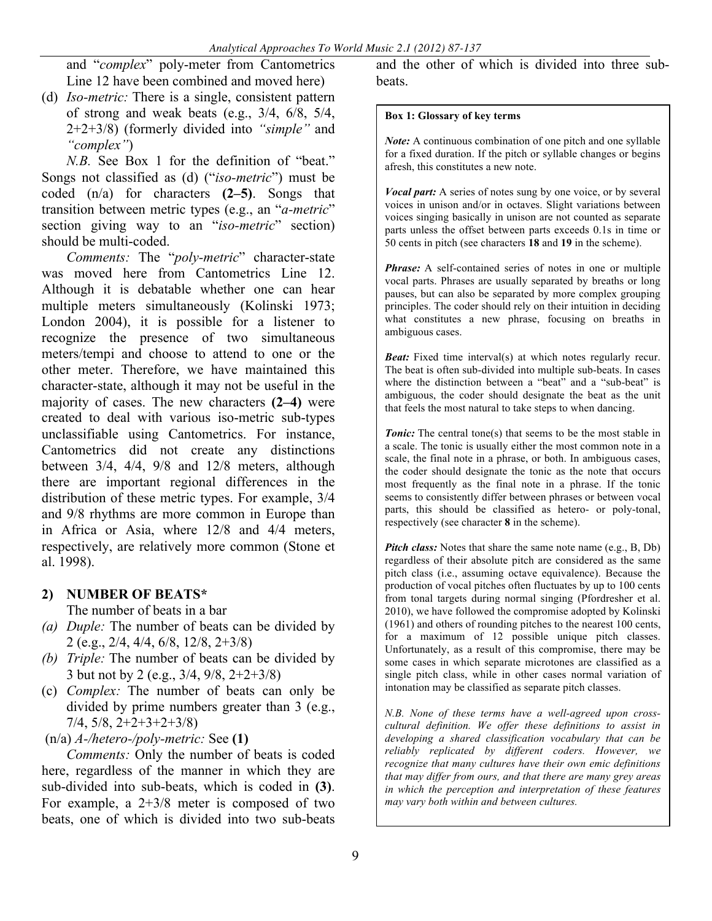and "*complex*" poly-meter from Cantometrics Line 12 have been combined and moved here)

(d) *Iso-metric:* There is a single, consistent pattern of strong and weak beats (e.g., 3/4, 6/8, 5/4, 2+2+3/8) (formerly divided into *"simple"* and *"complex"*)

*N.B.* See Box 1 for the definition of "beat." Songs not classified as (d) ("*iso-metric*") must be coded (n/a) for characters **(2–5)**. Songs that transition between metric types (e.g., an "*a-metric*" section giving way to an "*iso-metric*" section) should be multi-coded.

*Comments:* The "*poly-metric*" character-state was moved here from Cantometrics Line 12. Although it is debatable whether one can hear multiple meters simultaneously (Kolinski 1973; London 2004), it is possible for a listener to recognize the presence of two simultaneous meters/tempi and choose to attend to one or the other meter. Therefore, we have maintained this character-state, although it may not be useful in the majority of cases. The new characters **(2–4)** were created to deal with various iso-metric sub-types unclassifiable using Cantometrics. For instance, Cantometrics did not create any distinctions between 3/4, 4/4, 9/8 and 12/8 meters, although there are important regional differences in the distribution of these metric types. For example, 3/4 and 9/8 rhythms are more common in Europe than in Africa or Asia, where 12/8 and 4/4 meters, respectively, are relatively more common (Stone et al. 1998).

## 2) NUMBER OF BEATS*

The number of beats in a bar

*(a) Duple:* The number of beats can be divided by 2 (e.g., 2/4, 4/4, 6/8, 12/8, 2+3/8)

*(b) Triple:* The number of beats can be divided by 3 but not by 2 (e.g., 3/4, 9/8, 2+2+3/8)

(c) *Complex:* The number of beats can only be divided by prime numbers greater than 3 (e.g., 7/4, 5/8, 2+2+3+2+3/8)

(n/a) *A-/hetero-/poly-metric:* See **(1)**

*Comments:* Only the number of beats is coded here, regardless of the manner in which they are sub-divided into sub-beats, which is coded in **(3)**. For example, a 2+3/8 meter is composed of two beats, one of which is divided into two sub-beats and the other of which is divided into three sub-beats.

**Box 1: Glossary of key terms**

***Note:*** A continuous combination of one pitch and one syllable for a fixed duration. If the pitch or syllable changes or begins afresh, this constitutes a new note.

***Vocal part:*** A series of notes sung by one voice, or by several voices in unison and/or in octaves. Slight variations between voices singing basically in unison are not counted as separate parts unless the offset between parts exceeds 0.1s in time or 50 cents in pitch (see characters **18** and **19** in the scheme).

***Phrase:*** A self-contained series of notes in one or multiple vocal parts. Phrases are usually separated by breaths or long pauses, but can also be separated by more complex grouping principles. The coder should rely on their intuition in deciding what constitutes a new phrase, focusing on breaths in ambiguous cases.

***Beat:*** Fixed time interval(s) at which notes regularly recur. The beat is often sub-divided into multiple sub-beats. In cases where the distinction between a "beat" and a "sub-beat" is ambiguous, the coder should designate the beat as the unit that feels the most natural to take steps to when dancing.

***Tonic:*** The central tone(s) that seems to be the most stable in a scale. The tonic is usually either the most common note in a scale, the final note in a phrase, or both. In ambiguous cases, the coder should designate the tonic as the note that occurs most frequently as the final note in a phrase. If the tonic seems to consistently differ between phrases or between vocal parts, this should be classified as hetero- or poly-tonal, respectively (see character **8** in the scheme).

***Pitch class:*** Notes that share the same note name (e.g., B, Db) regardless of their absolute pitch are considered as the same pitch class (i.e., assuming octave equivalence). Because the production of vocal pitches often fluctuates by up to 100 cents from tonal targets during normal singing (Pfordresher et al. 2010), we have followed the compromise adopted by Kolinski (1961) and others of rounding pitches to the nearest 100 cents, for a maximum of 12 possible unique pitch classes. Unfortunately, as a result of this compromise, there may be some cases in which separate microtones are classified as a single pitch class, while in other cases normal variation of intonation may be classified as separate pitch classes.

*N.B. None of these terms have a well-agreed upon cross-cultural definition. We offer these definitions to assist in developing a shared classification vocabulary that can be reliably replicated by different coders. However, we recognize that many cultures have their own emic definitions that may differ from ours, and that there are many grey areas in which the perception and interpretation of these features may vary both within and between cultures.*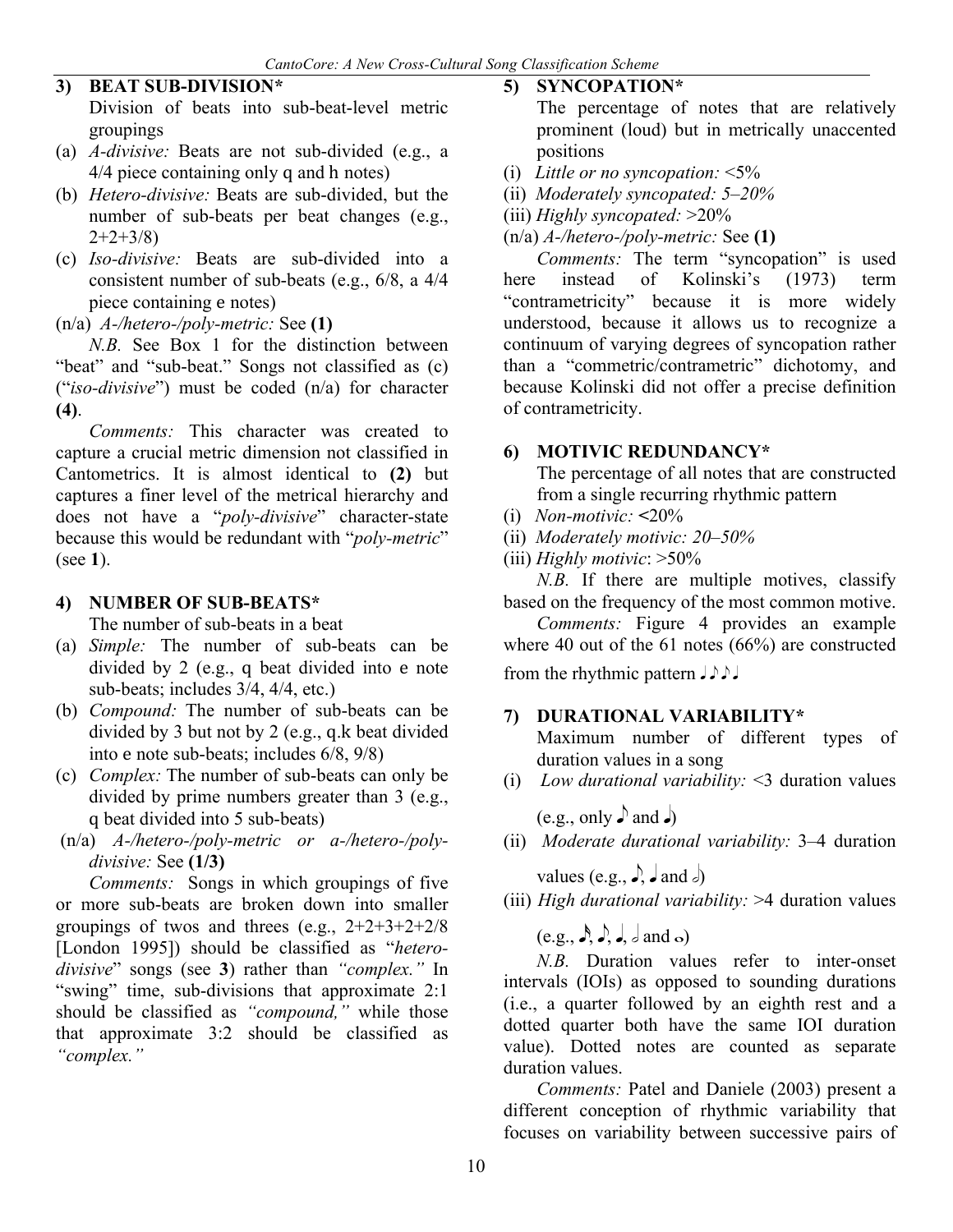### 3) BEAT SUB-DIVISION*

Division of beats into sub-beat-level metric groupings

(a) *A-divisive:* Beats are not sub-divided (e.g., a 4/4 piece containing only q and h notes)

(b) *Hetero-divisive:* Beats are sub-divided, but the number of sub-beats per beat changes (e.g., 2+2+3/8)

(c) *Iso-divisive:* Beats are sub-divided into a consistent number of sub-beats (e.g., 6/8, a 4/4 piece containing e notes)

(n/a) *A-/hetero-/poly-metric:* See **(1)**

*N.B.* See Box 1 for the distinction between "beat" and "sub-beat." Songs not classified as (c) ("*iso-divisive*") must be coded (n/a) for character **(4)**.

*Comments:* This character was created to capture a crucial metric dimension not classified in Cantometrics. It is almost identical to **(2)** but captures a finer level of the metrical hierarchy and does not have a "*poly-divisive*" character-state because this would be redundant with "*poly-metric*" (see **1**).

### 4) NUMBER OF SUB-BEATS*

The number of sub-beats in a beat

(a) *Simple:* The number of sub-beats can be divided by 2 (e.g., q beat divided into e note sub-beats; includes 3/4, 4/4, etc.)

(b) *Compound:* The number of sub-beats can be divided by 3 but not by 2 (e.g., q.k beat divided into e note sub-beats; includes 6/8, 9/8)

(c) *Complex:* The number of sub-beats can only be divided by prime numbers greater than 3 (e.g., q beat divided into 5 sub-beats)

(n/a) *A-/hetero-/poly-metric or a-/hetero-/poly-divisive:* See **(1/3)**

*Comments:* Songs in which groupings of five or more sub-beats are broken down into smaller groupings of twos and threes (e.g., 2+2+3+2+2/8 [London 1995]) should be classified as "*hetero-divisive*" songs (see **3**) rather than *"complex."* In "swing" time, sub-divisions that approximate 2:1 should be classified as *"compound,"* while those that approximate 3:2 should be classified as *"complex."*

### 5) SYNCOPATION*

The percentage of notes that are relatively prominent (loud) but in metrically unaccented positions

(i) *Little or no syncopation:* <5%

(ii) *Moderately syncopated: 5–20%*

(iii) *Highly syncopated:* >20%

(n/a) *A-/hetero-/poly-metric:* See **(1)**

*Comments:* The term "syncopation" is used here instead of Kolinski's (1973) term "contrametricity" because it is more widely understood, because it allows us to recognize a continuum of varying degrees of syncopation rather than a "commetric/contrametric" dichotomy, and because Kolinski did not offer a precise definition of contrametricity.

### 6) MOTIVIC REDUNDANCY*

The percentage of all notes that are constructed from a single recurring rhythmic pattern

(i) *Non-motivic:* **<**20%

(ii) *Moderately motivic: 20–50%*

(iii) *Highly motivic*: >50%

*N.B.* If there are multiple motives, classify based on the frequency of the most common motive.

*Comments:* Figure 4 provides an example where 40 out of the 61 notes (66%) are constructed from the rhythmic pattern ♩♪♪♩

### 7) DURATIONAL VARIABILITY*

Maximum number of different types of duration values in a song

(i) *Low durational variability:* <3 duration values (e.g., only ♪ and ♩)

(ii) *Moderate durational variability:* 3–4 duration values (e.g., ♪, ♩ and 𝅗𝅥)

(iii) *High durational variability:* >4 duration values (e.g., 𝅘𝅥𝅯, ♪, ♩, 𝅗𝅥 and 𝅝)

*N.B.* Duration values refer to inter-onset intervals (IOIs) as opposed to sounding durations (i.e., a quarter followed by an eighth rest and a dotted quarter both have the same IOI duration value). Dotted notes are counted as separate duration values.

*Comments:* Patel and Daniele (2003) present a different conception of rhythmic variability that focuses on variability between successive pairs of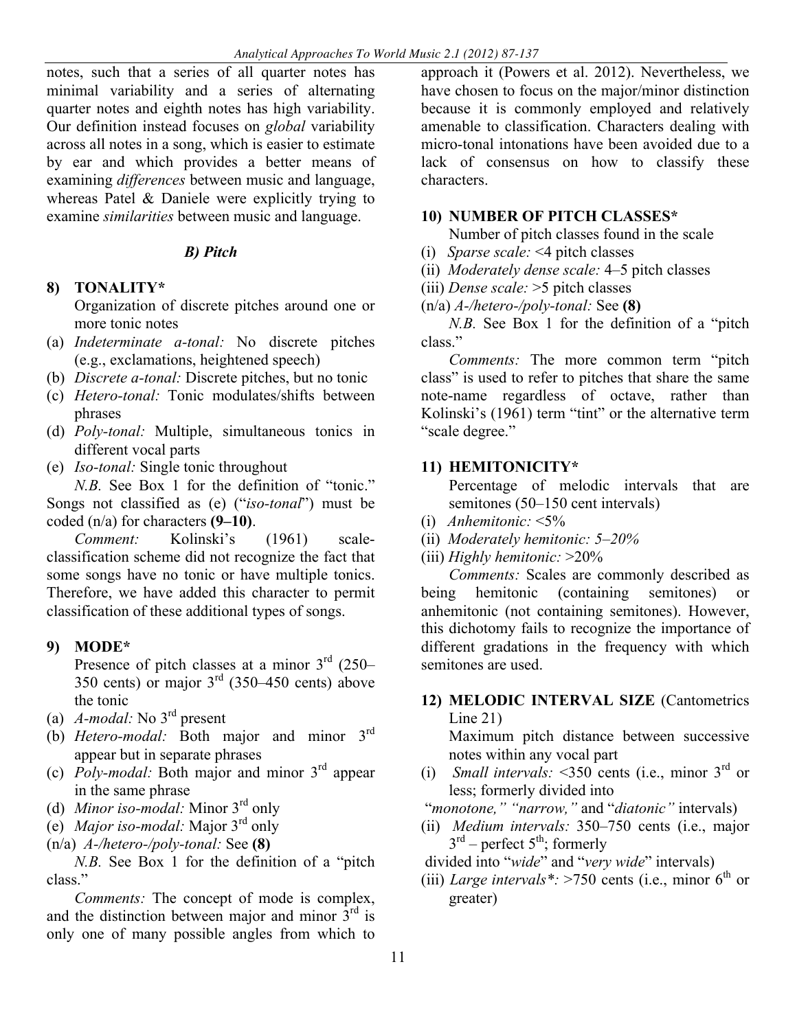notes, such that a series of all quarter notes has minimal variability and a series of alternating quarter notes and eighth notes has high variability. Our definition instead focuses on *global* variability across all notes in a song, which is easier to estimate by ear and which provides a better means of examining *differences* between music and language, whereas Patel & Daniele were explicitly trying to examine *similarities* between music and language.

### *B) Pitch*

**8) TONALITY***

Organization of discrete pitches around one or more tonic notes

- (a) *Indeterminate a-tonal:* No discrete pitches (e.g., exclamations, heightened speech)
- (b) *Discrete a-tonal:* Discrete pitches, but no tonic
- (c) *Hetero-tonal:* Tonic modulates/shifts between phrases
- (d) *Poly-tonal:* Multiple, simultaneous tonics in different vocal parts
- (e) *Iso-tonal:* Single tonic throughout

*N.B.* See Box 1 for the definition of "tonic." Songs not classified as (e) ("*iso-tonal*") must be coded (n/a) for characters **(9–10)**.

*Comment:* Kolinski's (1961) scale-classification scheme did not recognize the fact that some songs have no tonic or have multiple tonics. Therefore, we have added this character to permit classification of these additional types of songs.

**9) MODE***

Presence of pitch classes at a minor 3rd (250–350 cents) or major 3rd (350–450 cents) above the tonic

- (a) *A-modal:* No 3rd present
- (b) *Hetero-modal:* Both major and minor 3rd appear but in separate phrases
- (c) *Poly-modal:* Both major and minor 3rd appear in the same phrase
- (d) *Minor iso-modal:* Minor 3rd only
- (e) *Major iso-modal:* Major 3rd only
- (n/a) *A-/hetero-/poly-tonal:* See **(8)**

*N.B.* See Box 1 for the definition of a "pitch class."

*Comments:* The concept of mode is complex, and the distinction between major and minor 3rd is only one of many possible angles from which to approach it (Powers et al. 2012). Nevertheless, we have chosen to focus on the major/minor distinction because it is commonly employed and relatively amenable to classification. Characters dealing with micro-tonal intonations have been avoided due to a lack of consensus on how to classify these characters.

**10) NUMBER OF PITCH CLASSES***

Number of pitch classes found in the scale

- (i) *Sparse scale:* <4 pitch classes
- (ii) *Moderately dense scale:* 4–5 pitch classes
- (iii) *Dense scale:* >5 pitch classes
- (n/a) *A-/hetero-/poly-tonal:* See **(8)**

*N.B.* See Box 1 for the definition of a "pitch class."

*Comments:* The more common term "pitch class" is used to refer to pitches that share the same note-name regardless of octave, rather than Kolinski's (1961) term "tint" or the alternative term "scale degree."

**11) HEMITONICITY***

Percentage of melodic intervals that are semitones (50–150 cent intervals)

- (i) *Anhemitonic:* <5%
- (ii) *Moderately hemitonic: 5–20%*
- (iii) *Highly hemitonic:* >20%

*Comments:* Scales are commonly described as being hemitonic (containing semitones) or anhemitonic (not containing semitones). However, this dichotomy fails to recognize the importance of different gradations in the frequency with which semitones are used.

**12) MELODIC INTERVAL SIZE** (Cantometrics Line 21)

Maximum pitch distance between successive notes within any vocal part

- (i) *Small intervals:* <350 cents (i.e., minor 3rd or less; formerly divided into "*monotone,*" "*narrow,*" and "*diatonic*" intervals)
- (ii) *Medium intervals:* 350–750 cents (i.e., major 3rd – perfect 5th; formerly divided into "*wide*" and "*very wide*" intervals)
- (iii) *Large intervals*:* >750 cents (i.e., minor 6th or greater)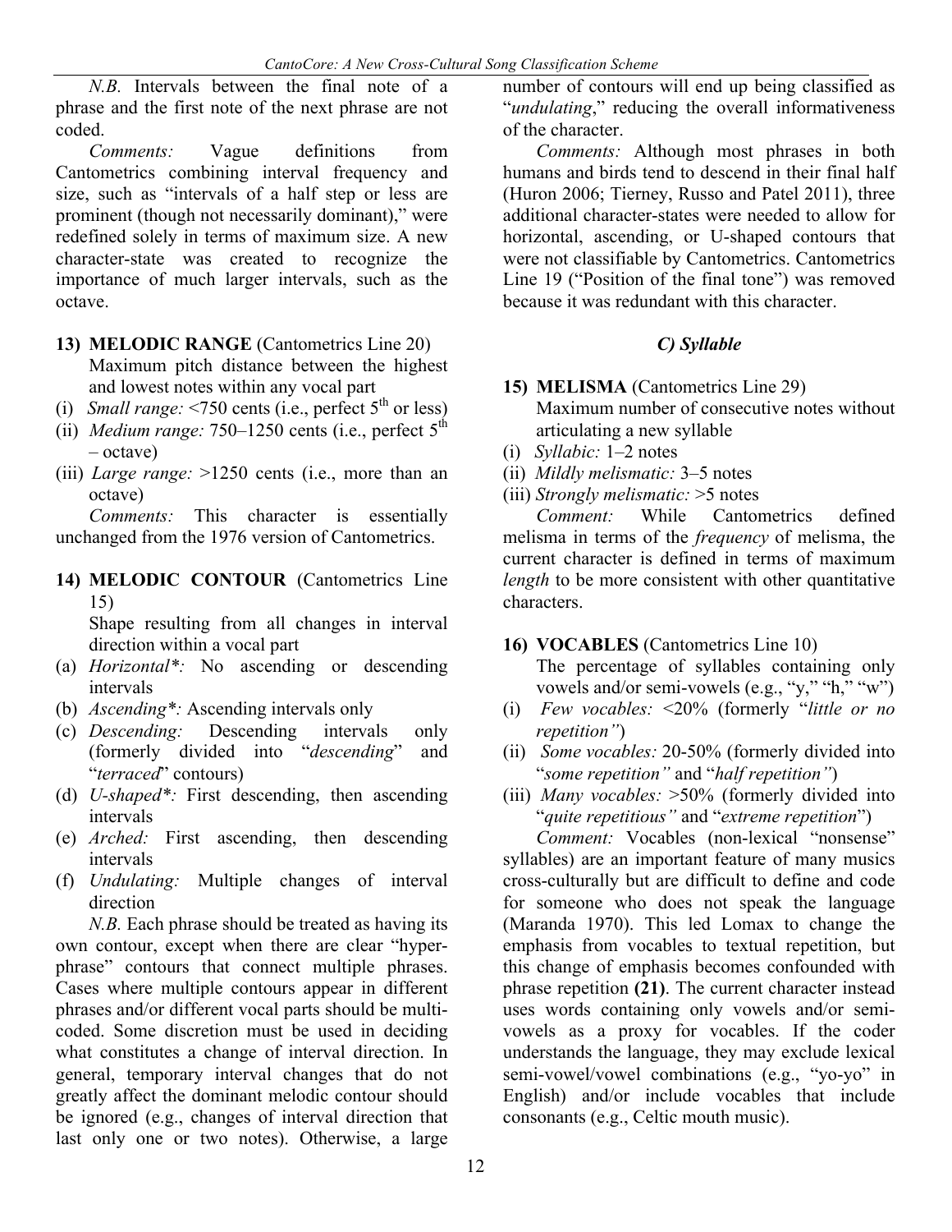*N.B.* Intervals between the final note of a phrase and the first note of the next phrase are not coded.

*Comments:* Vague definitions from Cantometrics combining interval frequency and size, such as "intervals of a half step or less are prominent (though not necessarily dominant)," were redefined solely in terms of maximum size. A new character-state was created to recognize the importance of much larger intervals, such as the octave.

**13) MELODIC RANGE** (Cantometrics Line 20)
Maximum pitch distance between the highest and lowest notes within any vocal part

- (i) *Small range:* <750 cents (i.e., perfect 5th or less)
- (ii) *Medium range:* 750–1250 cents (i.e., perfect 5th – octave)
- (iii) *Large range:* >1250 cents (i.e., more than an octave)

*Comments:* This character is essentially unchanged from the 1976 version of Cantometrics.

**14) MELODIC CONTOUR** (Cantometrics Line 15)
Shape resulting from all changes in interval direction within a vocal part

- (a) *Horizontal\*:* No ascending or descending intervals
- (b) *Ascending\*:* Ascending intervals only
- (c) *Descending:* Descending intervals only (formerly divided into "*descending*" and "*terraced*" contours)
- (d) *U-shaped\*:* First descending, then ascending intervals
- (e) *Arched:* First ascending, then descending intervals
- (f) *Undulating:* Multiple changes of interval direction

*N.B.* Each phrase should be treated as having its own contour, except when there are clear "hyper-phrase" contours that connect multiple phrases. Cases where multiple contours appear in different phrases and/or different vocal parts should be multi-coded. Some discretion must be used in deciding what constitutes a change of interval direction. In general, temporary interval changes that do not greatly affect the dominant melodic contour should be ignored (e.g., changes of interval direction that last only one or two notes). Otherwise, a large number of contours will end up being classified as "*undulating*," reducing the overall informativeness of the character.

*Comments:* Although most phrases in both humans and birds tend to descend in their final half (Huron 2006; Tierney, Russo and Patel 2011), three additional character-states were needed to allow for horizontal, ascending, or U-shaped contours that were not classifiable by Cantometrics. Cantometrics Line 19 ("Position of the final tone") was removed because it was redundant with this character.

### *C) Syllable*

**15) MELISMA** (Cantometrics Line 29)
Maximum number of consecutive notes without articulating a new syllable

- (i) *Syllabic:* 1–2 notes
- (ii) *Mildly melismatic:* 3–5 notes
- (iii) *Strongly melismatic:* >5 notes

*Comment:* While Cantometrics defined melisma in terms of the *frequency* of melisma, the current character is defined in terms of maximum *length* to be more consistent with other quantitative characters.

**16) VOCABLES** (Cantometrics Line 10)
The percentage of syllables containing only vowels and/or semi-vowels (e.g., "y," "h," "w")

- (i) *Few vocables:* <20% (formerly "*little or no repetition"*)
- (ii) *Some vocables:* 20-50% (formerly divided into "*some repetition"* and "*half repetition"*)
- (iii) *Many vocables:* >50% (formerly divided into "*quite repetitious"* and "*extreme repetition*")

*Comment:* Vocables (non-lexical "nonsense" syllables) are an important feature of many musics cross-culturally but are difficult to define and code for someone who does not speak the language (Maranda 1970). This led Lomax to change the emphasis from vocables to textual repetition, but this change of emphasis becomes confounded with phrase repetition **(21)**. The current character instead uses words containing only vowels and/or semi-vowels as a proxy for vocables. If the coder understands the language, they may exclude lexical semi-vowel/vowel combinations (e.g., "yo-yo" in English) and/or include vocables that include consonants (e.g., Celtic mouth music).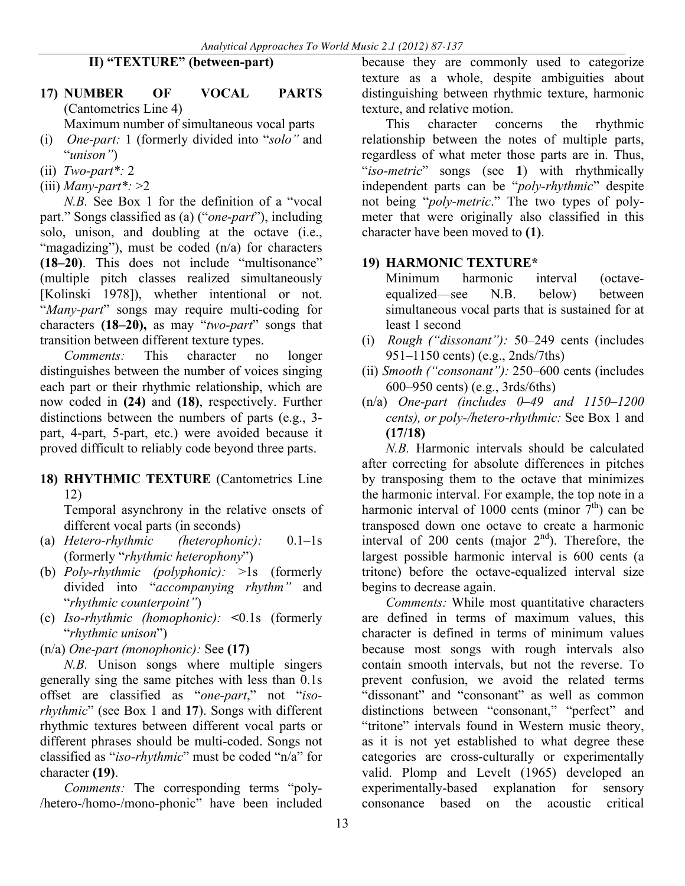## II) "TEXTURE" (between-part)

**17) NUMBER OF VOCAL PARTS** (Cantometrics Line 4)

Maximum number of simultaneous vocal parts

(i) *One-part:* 1 (formerly divided into "*solo"* and "*unison"*)

(ii) *Two-part\*:* 2

(iii) *Many-part\*:* >2

*N.B.* See Box 1 for the definition of a "vocal part." Songs classified as (a) ("*one-part*"), including solo, unison, and doubling at the octave (i.e., "magadizing"), must be coded (n/a) for characters **(18–20)**. This does not include "multisonance" (multiple pitch classes realized simultaneously [Kolinski 1978]), whether intentional or not. "*Many-part*" songs may require multi-coding for characters **(18–20),** as may "*two-part*" songs that transition between different texture types.

*Comments:* This character no longer distinguishes between the number of voices singing each part or their rhythmic relationship, which are now coded in **(24)** and **(18)**, respectively. Further distinctions between the numbers of parts (e.g., 3-part, 4-part, 5-part, etc.) were avoided because it proved difficult to reliably code beyond three parts.

**18) RHYTHMIC TEXTURE** (Cantometrics Line 12)

Temporal asynchrony in the relative onsets of different vocal parts (in seconds)

(a) *Hetero-rhythmic (heterophonic):* 0.1–1s (formerly "*rhythmic heterophony*")

(b) *Poly-rhythmic (polyphonic):* >1s (formerly divided into "*accompanying rhythm"* and "*rhythmic counterpoint"*)

(c) *Iso-rhythmic (homophonic):* <0.1s (formerly "*rhythmic unison*")

(n/a) *One-part (monophonic):* See **(17)**

*N.B.* Unison songs where multiple singers generally sing the same pitches with less than 0.1s offset are classified as "*one-part*," not "*iso-rhythmic*" (see Box 1 and **17**). Songs with different rhythmic textures between different vocal parts or different phrases should be multi-coded. Songs not classified as "*iso-rhythmic*" must be coded "n/a" for character **(19)**.

*Comments:* The corresponding terms "poly-/hetero-/homo-/mono-phonic" have been included because they are commonly used to categorize texture as a whole, despite ambiguities about distinguishing between rhythmic texture, harmonic texture, and relative motion.

This character concerns the rhythmic relationship between the notes of multiple parts, regardless of what meter those parts are in. Thus, "*iso-metric*" songs (see **1**) with rhythmically independent parts can be "*poly-rhythmic*" despite not being "*poly-metric*." The two types of poly-meter that were originally also classified in this character have been moved to **(1)**.

**19) HARMONIC TEXTURE\***

Minimum harmonic interval (octave-equalized—see N.B. below) between simultaneous vocal parts that is sustained for at least 1 second

(i) *Rough ("dissonant"):* 50–249 cents (includes 951–1150 cents) (e.g., 2nds/7ths)

(ii) *Smooth ("consonant"):* 250–600 cents (includes 600–950 cents) (e.g., 3rds/6ths)

(n/a) *One-part (includes 0–49 and 1150–1200 cents), or poly-/hetero-rhythmic:* See Box 1 and **(17/18)**

*N.B.* Harmonic intervals should be calculated after correcting for absolute differences in pitches by transposing them to the octave that minimizes the harmonic interval. For example, the top note in a harmonic interval of 1000 cents (minor $7^{th}$) can be transposed down one octave to create a harmonic interval of 200 cents (major $2^{nd}$). Therefore, the largest possible harmonic interval is 600 cents (a tritone) before the octave-equalized interval size begins to decrease again.

*Comments:* While most quantitative characters are defined in terms of maximum values, this character is defined in terms of minimum values because most songs with rough intervals also contain smooth intervals, but not the reverse. To prevent confusion, we avoid the related terms "dissonant" and "consonant" as well as common distinctions between "consonant," "perfect" and "tritone" intervals found in Western music theory, as it is not yet established to what degree these categories are cross-culturally or experimentally valid. Plomp and Levelt (1965) developed an experimentally-based explanation for sensory consonance based on the acoustic critical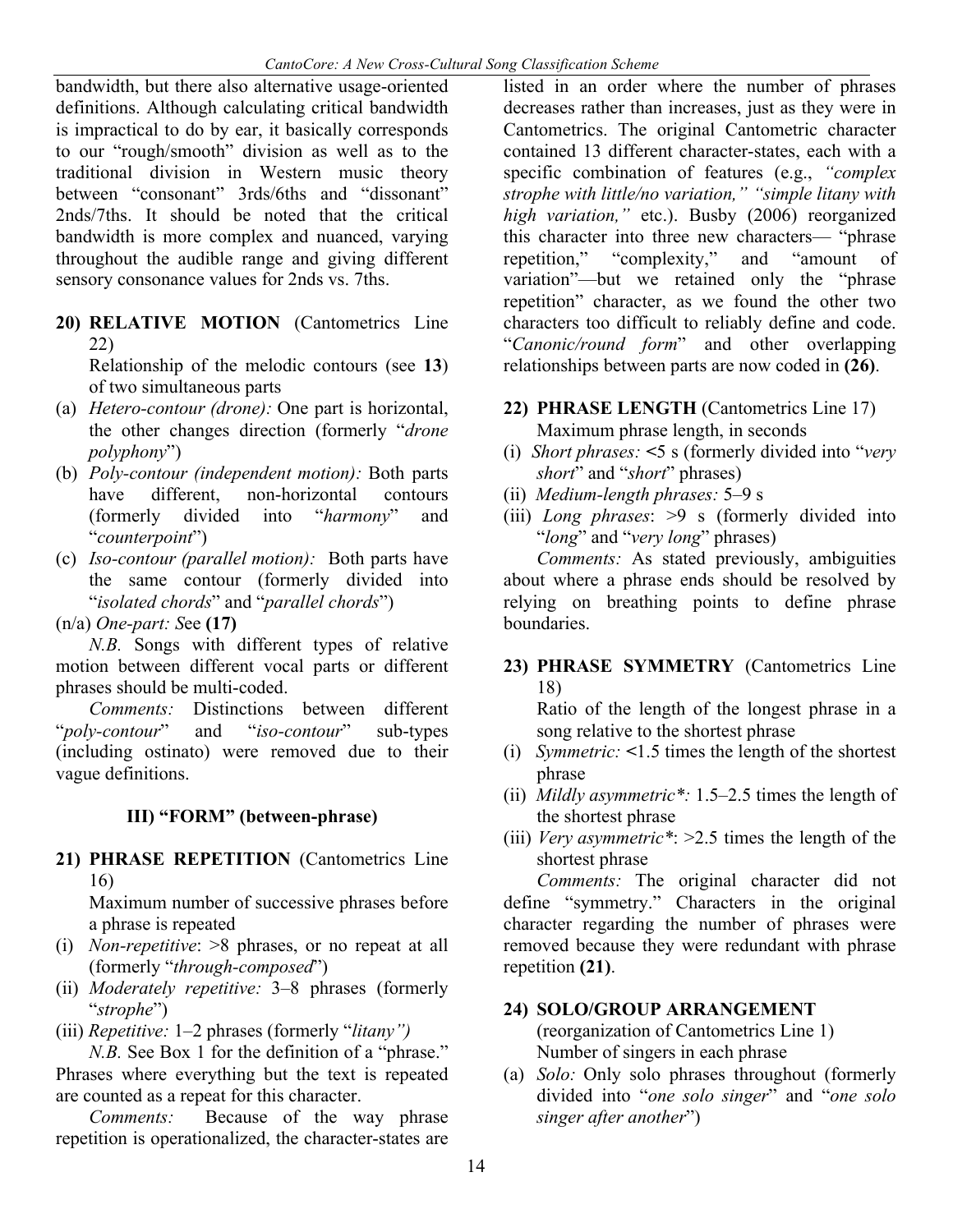bandwidth, but there also alternative usage-oriented definitions. Although calculating critical bandwidth is impractical to do by ear, it basically corresponds to our "rough/smooth" division as well as to the traditional division in Western music theory between "consonant" 3rds/6ths and "dissonant" 2nds/7ths. It should be noted that the critical bandwidth is more complex and nuanced, varying throughout the audible range and giving different sensory consonance values for 2nds vs. 7ths.

**20) RELATIVE MOTION** (Cantometrics Line 22)

Relationship of the melodic contours (see **13**) of two simultaneous parts

(a) *Hetero-contour (drone):* One part is horizontal, the other changes direction (formerly "*drone polyphony*")

(b) *Poly-contour (independent motion):* Both parts have different, non-horizontal contours (formerly divided into "*harmony*" and "*counterpoint*")

(c) *Iso-contour (parallel motion):* Both parts have the same contour (formerly divided into "*isolated chords*" and "*parallel chords*")

(n/a) *One-part: S*ee **(17)**

*N.B.* Songs with different types of relative motion between different vocal parts or different phrases should be multi-coded.

*Comments:* Distinctions between different "*poly-contour*" and "*iso-contour*" sub-types (including ostinato) were removed due to their vague definitions.

### III) "FORM" (between-phrase)

**21) PHRASE REPETITION** (Cantometrics Line 16)

Maximum number of successive phrases before a phrase is repeated

(i) *Non-repetitive*: >8 phrases, or no repeat at all (formerly "*through-composed*")

(ii) *Moderately repetitive:* 3–8 phrases (formerly "*strophe*")

(iii) *Repetitive:* 1–2 phrases (formerly "*litany")*

*N.B.* See Box 1 for the definition of a "phrase." Phrases where everything but the text is repeated are counted as a repeat for this character.

*Comments:* Because of the way phrase repetition is operationalized, the character-states are listed in an order where the number of phrases decreases rather than increases, just as they were in Cantometrics. The original Cantometric character contained 13 different character-states, each with a specific combination of features (e.g., *"complex strophe with little/no variation," "simple litany with high variation,"* etc.). Busby (2006) reorganized this character into three new characters— "phrase repetition," "complexity," and "amount of variation"—but we retained only the "phrase repetition" character, as we found the other two characters too difficult to reliably define and code. "*Canonic/round form*" and other overlapping relationships between parts are now coded in **(26)**.

**22) PHRASE LENGTH** (Cantometrics Line 17)

Maximum phrase length, in seconds

(i) *Short phrases:* <5 s (formerly divided into "*very short*" and "*short*" phrases)

(ii) *Medium-length phrases:* 5–9 s

(iii) *Long phrases*: >9 s (formerly divided into "*long*" and "*very long*" phrases)

*Comments:* As stated previously, ambiguities about where a phrase ends should be resolved by relying on breathing points to define phrase boundaries.

**23) PHRASE SYMMETRY** (Cantometrics Line 18)

Ratio of the length of the longest phrase in a song relative to the shortest phrase

(i) *Symmetric:* <1.5 times the length of the shortest phrase

(ii) *Mildly asymmetric*:* 1.5–2.5 times the length of the shortest phrase

(iii) *Very asymmetric**: >2.5 times the length of the shortest phrase

*Comments:* The original character did not define "symmetry." Characters in the original character regarding the number of phrases were removed because they were redundant with phrase repetition **(21)**.

**24) SOLO/GROUP ARRANGEMENT**

(reorganization of Cantometrics Line 1)

Number of singers in each phrase

(a) *Solo:* Only solo phrases throughout (formerly divided into "*one solo singer*" and "*one solo singer after another*")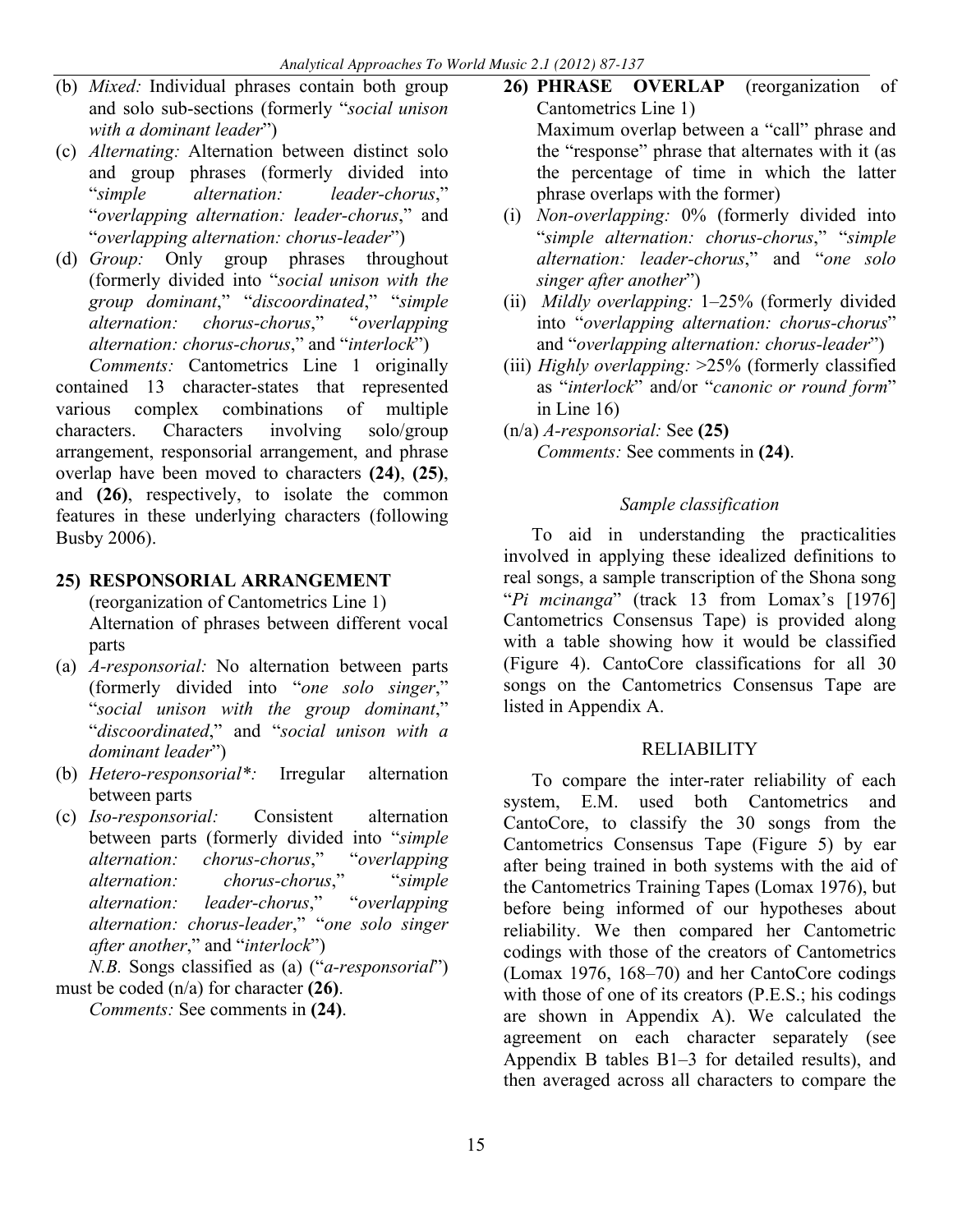(b) *Mixed:* Individual phrases contain both group and solo sub-sections (formerly "*social unison with a dominant leader*")

(c) *Alternating:* Alternation between distinct solo and group phrases (formerly divided into "*simple alternation: leader-chorus*," "*overlapping alternation: leader-chorus*," and "*overlapping alternation: chorus-leader*")

(d) *Group:* Only group phrases throughout (formerly divided into "*social unison with the group dominant*," "*discoordinated*," "*simple alternation: chorus-chorus*," "*overlapping alternation: chorus-chorus*," and "*interlock*")

*Comments:* Cantometrics Line 1 originally contained 13 character-states that represented various complex combinations of multiple characters. Characters involving solo/group arrangement, responsorial arrangement, and phrase overlap have been moved to characters **(24)**, **(25)**, and **(26)**, respectively, to isolate the common features in these underlying characters (following Busby 2006).

**25) RESPONSORIAL ARRANGEMENT** (reorganization of Cantometrics Line 1)

Alternation of phrases between different vocal parts

(a) *A-responsorial:* No alternation between parts (formerly divided into "*one solo singer*," "*social unison with the group dominant*," "*discoordinated*," and "*social unison with a dominant leader*")

(b) *Hetero-responsorial\*:* Irregular alternation between parts

(c) *Iso-responsorial:* Consistent alternation between parts (formerly divided into "*simple alternation: chorus-chorus*," "*overlapping alternation: chorus-chorus*," "*simple alternation: leader-chorus*," "*overlapping alternation: chorus-leader*," "*one solo singer after another*," and "*interlock*")

*N.B.* Songs classified as (a) ("*a-responsorial*") must be coded (n/a) for character **(26)**.

*Comments:* See comments in **(24)**.

**26) PHRASE OVERLAP** (reorganization of Cantometrics Line 1)

Maximum overlap between a "call" phrase and the "response" phrase that alternates with it (as the percentage of time in which the latter phrase overlaps with the former)

(i) *Non-overlapping:* 0% (formerly divided into "*simple alternation: chorus-chorus*," "*simple alternation: leader-chorus*," and "*one solo singer after another*")

(ii) *Mildly overlapping:* 1–25% (formerly divided into "*overlapping alternation: chorus-chorus*" and "*overlapping alternation: chorus-leader*")

(iii) *Highly overlapping:* >25% (formerly classified as "*interlock*" and/or "*canonic or round form*" in Line 16)

(n/a) *A-responsorial:* See **(25)**

*Comments:* See comments in **(24)**.

### *Sample classification*

To aid in understanding the practicalities involved in applying these idealized definitions to real songs, a sample transcription of the Shona song "*Pi mcinanga*" (track 13 from Lomax's [1976] Cantometrics Consensus Tape) is provided along with a table showing how it would be classified (Figure 4). CantoCore classifications for all 30 songs on the Cantometrics Consensus Tape are listed in Appendix A.

## RELIABILITY

To compare the inter-rater reliability of each system, E.M. used both Cantometrics and CantoCore, to classify the 30 songs from the Cantometrics Consensus Tape (Figure 5) by ear after being trained in both systems with the aid of the Cantometrics Training Tapes (Lomax 1976), but before being informed of our hypotheses about reliability. We then compared her Cantometric codings with those of the creators of Cantometrics (Lomax 1976, 168–70) and her CantoCore codings with those of one of its creators (P.E.S.; his codings are shown in Appendix A). We calculated the agreement on each character separately (see Appendix B tables B1–3 for detailed results), and then averaged across all characters to compare the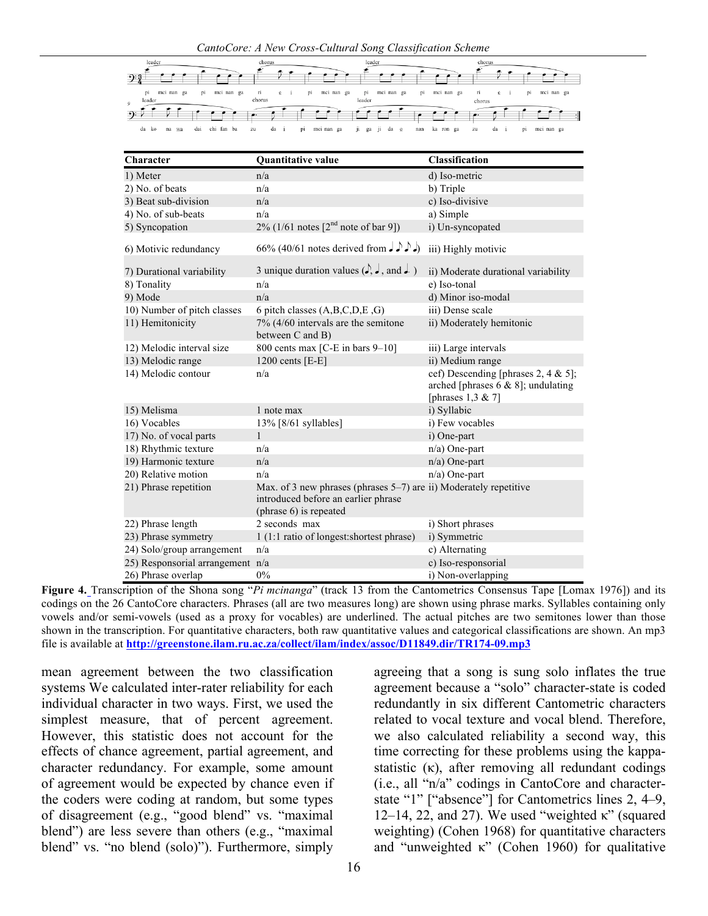| Character | Quantitative value | Classification |
|---|---|---|
| 1) Meter | n/a | d) Iso-metric |
| 2) No. of beats | n/a | b) Triple |
| 3) Beat sub-division | n/a | c) Iso-divisive |
| 4) No. of sub-beats | n/a | a) Simple |
| 5) Syncopation | 2% (1/61 notes [2nd note of bar 9]) | i) Un-syncopated |
| 6) Motivic redundancy | 66% (40/61 notes derived from ♩♪♪♩) | iii) Highly motivic |
| 7) Durational variability | 3 unique duration values (♪, ♩, and ♩.) | ii) Moderate durational variability |
| 8) Tonality | n/a | e) Iso-tonal |
| 9) Mode | n/a | d) Minor iso-modal |
| 10) Number of pitch classes | 6 pitch classes (A,B,C,D,E ,G) | iii) Dense scale |
| 11) Hemitonicity | 7% (4/60 intervals are the semitone between C and B) | ii) Moderately hemitonic |
| 12) Melodic interval size | 800 cents max [C-E in bars 9–10] | iii) Large intervals |
| 13) Melodic range | 1200 cents [E-E] | ii) Medium range |
| 14) Melodic contour | n/a | cef) Descending [phrases 2, 4 & 5]; arched [phrases 6 & 8]; undulating [phrases 1,3 & 7] |
| 15) Melisma | 1 note max | i) Syllabic |
| 16) Vocables | 13% [8/61 syllables] | i) Few vocables |
| 17) No. of vocal parts | 1 | i) One-part |
| 18) Rhythmic texture | n/a | n/a) One-part |
| 19) Harmonic texture | n/a | n/a) One-part |
| 20) Relative motion | n/a | n/a) One-part |
| 21) Phrase repetition | Max. of 3 new phrases (phrases 5–7) are introduced before an earlier phrase (phrase 6) is repeated | ii) Moderately repetitive |
| 22) Phrase length | 2 seconds max | i) Short phrases |
| 23) Phrase symmetry | 1 (1:1 ratio of longest:shortest phrase) | i) Symmetric |
| 24) Solo/group arrangement | n/a | c) Alternating |
| 25) Responsorial arrangement | n/a | c) Iso-responsorial |
| 26) Phrase overlap | 0% | i) Non-overlapping |

**Figure 4.** Transcription of the Shona song "*Pi mcinanga*" (track 13 from the Cantometrics Consensus Tape [Lomax 1976]) and its codings on the 26 CantoCore characters. Phrases (all are two measures long) are shown using phrase marks. Syllables containing only vowels and/or semi-vowels (used as a proxy for vocables) are underlined. The actual pitches are two semitones lower than those shown in the transcription. For quantitative characters, both raw quantitative values and categorical classifications are shown. An mp3 file is available at **http://greenstone.ilam.ru.ac.za/collect/ilam/index/assoc/D11849.dir/TR174-09.mp3**

mean agreement between the two classification systems We calculated inter-rater reliability for each individual character in two ways. First, we used the simplest measure, that of percent agreement. However, this statistic does not account for the effects of chance agreement, partial agreement, and character redundancy. For example, some amount of agreement would be expected by chance even if the coders were coding at random, but some types of disagreement (e.g., "good blend" vs. "maximal blend") are less severe than others (e.g., "maximal blend" vs. "no blend (solo)"). Furthermore, simply agreeing that a song is sung solo inflates the true agreement because a "solo" character-state is coded redundantly in six different Cantometric characters related to vocal texture and vocal blend. Therefore, we also calculated reliability a second way, this time correcting for these problems using the kappa-statistic ($\kappa$), after removing all redundant codings (i.e., all "n/a" codings in CantoCore and character-state "1" ["absence"] for Cantometrics lines 2, 4–9, 12–14, 22, and 27). We used "weighted $\kappa$" (squared weighting) (Cohen 1968) for quantitative characters and "unweighted $\kappa$" (Cohen 1960) for qualitative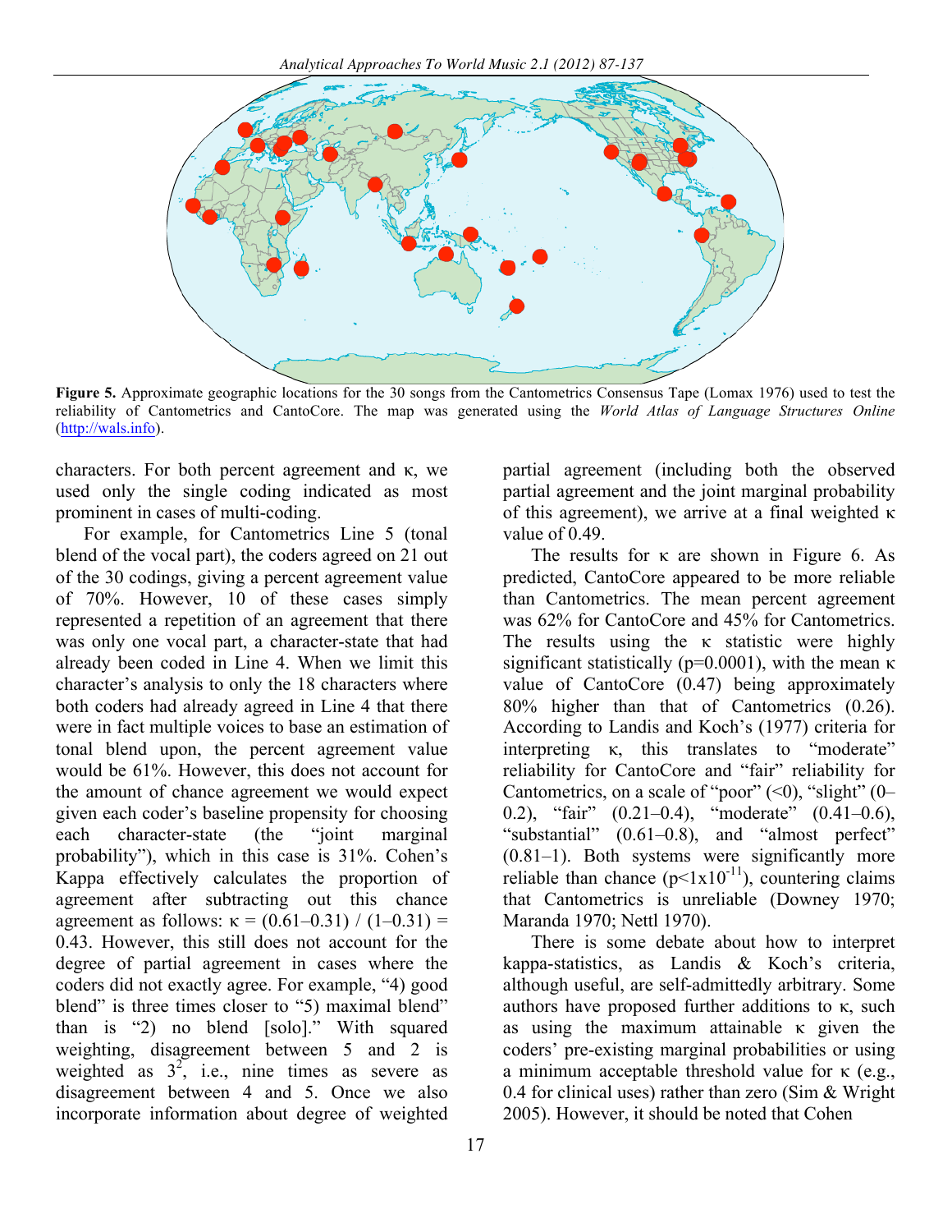**Figure 5.** Approximate geographic locations for the 30 songs from the Cantometrics Consensus Tape (Lomax 1976) used to test the reliability of Cantometrics and CantoCore. The map was generated using the *World Atlas of Language Structures Online* (http://wals.info).

characters. For both percent agreement and κ, we used only the single coding indicated as most prominent in cases of multi-coding.

For example, for Cantometrics Line 5 (tonal blend of the vocal part), the coders agreed on 21 out of the 30 codings, giving a percent agreement value of 70%. However, 10 of these cases simply represented a repetition of an agreement that there was only one vocal part, a character-state that had already been coded in Line 4. When we limit this character's analysis to only the 18 characters where both coders had already agreed in Line 4 that there were in fact multiple voices to base an estimation of tonal blend upon, the percent agreement value would be 61%. However, this does not account for the amount of chance agreement we would expect given each coder's baseline propensity for choosing each character-state (the "joint marginal probability"), which in this case is 31%. Cohen's Kappa effectively calculates the proportion of agreement after subtracting out this chance agreement as follows: $\kappa = (0.61–0.31) / (1–0.31) = 0.43$. However, this still does not account for the degree of partial agreement in cases where the coders did not exactly agree. For example, "4) good blend" is three times closer to "5) maximal blend" than is "2) no blend [solo]." With squared weighting, disagreement between 5 and 2 is weighted as $3^2$, i.e., nine times as severe as disagreement between 4 and 5. Once we also incorporate information about degree of weighted partial agreement (including both the observed partial agreement and the joint marginal probability of this agreement), we arrive at a final weighted κ value of 0.49.

The results for κ are shown in Figure 6. As predicted, CantoCore appeared to be more reliable than Cantometrics. The mean percent agreement was 62% for CantoCore and 45% for Cantometrics. The results using the κ statistic were highly significant statistically ($p=0.0001$), with the mean κ value of CantoCore (0.47) being approximately 80% higher than that of Cantometrics (0.26). According to Landis and Koch's (1977) criteria for interpreting κ, this translates to "moderate" reliability for CantoCore and "fair" reliability for Cantometrics, on a scale of "poor" (<0), "slight" (0–0.2), "fair" (0.21–0.4), "moderate" (0.41–0.6), "substantial" (0.61–0.8), and "almost perfect" (0.81–1). Both systems were significantly more reliable than chance ($p<1\times10^{-11}$), countering claims that Cantometrics is unreliable (Downey 1970; Maranda 1970; Nettl 1970).

There is some debate about how to interpret kappa-statistics, as Landis & Koch's criteria, although useful, are self-admittedly arbitrary. Some authors have proposed further additions to κ, such as using the maximum attainable κ given the coders' pre-existing marginal probabilities or using a minimum acceptable threshold value for κ (e.g., 0.4 for clinical uses) rather than zero (Sim & Wright 2005). However, it should be noted that Cohen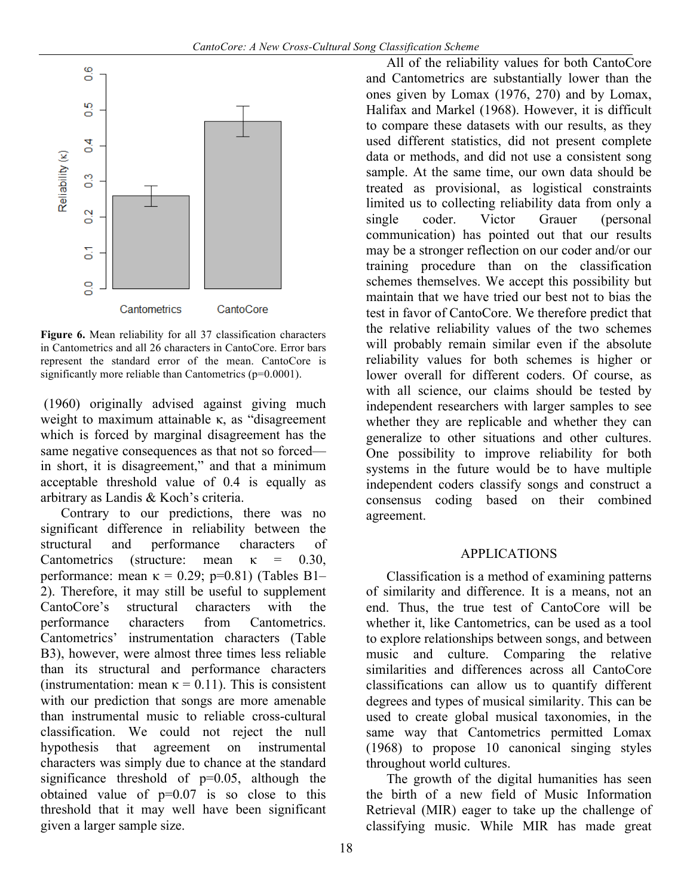Figure 6. Mean reliability for all 37 classification characters in Cantometrics and all 26 characters in CantoCore. Error bars represent the standard error of the mean. CantoCore is significantly more reliable than Cantometrics (p=0.0001).

(1960) originally advised against giving much weight to maximum attainable κ, as "disagreement which is forced by marginal disagreement has the same negative consequences as that not so forced—in short, it is disagreement," and that a minimum acceptable threshold value of 0.4 is equally as arbitrary as Landis & Koch's criteria.

Contrary to our predictions, there was no significant difference in reliability between the structural and performance characters of Cantometrics (structure: mean $\kappa = 0.30$, performance: mean $\kappa = 0.29$; $p=0.81$) (Tables B1–2). Therefore, it may still be useful to supplement CantoCore's structural characters with the performance characters from Cantometrics. Cantometrics' instrumentation characters (Table B3), however, were almost three times less reliable than its structural and performance characters (instrumentation: mean $\kappa = 0.11$). This is consistent with our prediction that songs are more amenable than instrumental music to reliable cross-cultural classification. We could not reject the null hypothesis that agreement on instrumental characters was simply due to chance at the standard significance threshold of $p=0.05$, although the obtained value of $p=0.07$ is so close to this threshold that it may well have been significant given a larger sample size.

All of the reliability values for both CantoCore and Cantometrics are substantially lower than the ones given by Lomax (1976, 270) and by Lomax, Halifax and Markel (1968). However, it is difficult to compare these datasets with our results, as they used different statistics, did not present complete data or methods, and did not use a consistent song sample. At the same time, our own data should be treated as provisional, as logistical constraints limited us to collecting reliability data from only a single coder. Victor Grauer (personal communication) has pointed out that our results may be a stronger reflection on our coder and/or our training procedure than on the classification schemes themselves. We accept this possibility but maintain that we have tried our best not to bias the test in favor of CantoCore. We therefore predict that the relative reliability values of the two schemes will probably remain similar even if the absolute reliability values for both schemes is higher or lower overall for different coders. Of course, as with all science, our claims should be tested by independent researchers with larger samples to see whether they are replicable and whether they can generalize to other situations and other cultures. One possibility to improve reliability for both systems in the future would be to have multiple independent coders classify songs and construct a consensus coding based on their combined agreement.

## APPLICATIONS

Classification is a method of examining patterns of similarity and difference. It is a means, not an end. Thus, the true test of CantoCore will be whether it, like Cantometrics, can be used as a tool to explore relationships between songs, and between music and culture. Comparing the relative similarities and differences across all CantoCore classifications can allow us to quantify different degrees and types of musical similarity. This can be used to create global musical taxonomies, in the same way that Cantometrics permitted Lomax (1968) to propose 10 canonical singing styles throughout world cultures.

The growth of the digital humanities has seen the birth of a new field of Music Information Retrieval (MIR) eager to take up the challenge of classifying music. While MIR has made great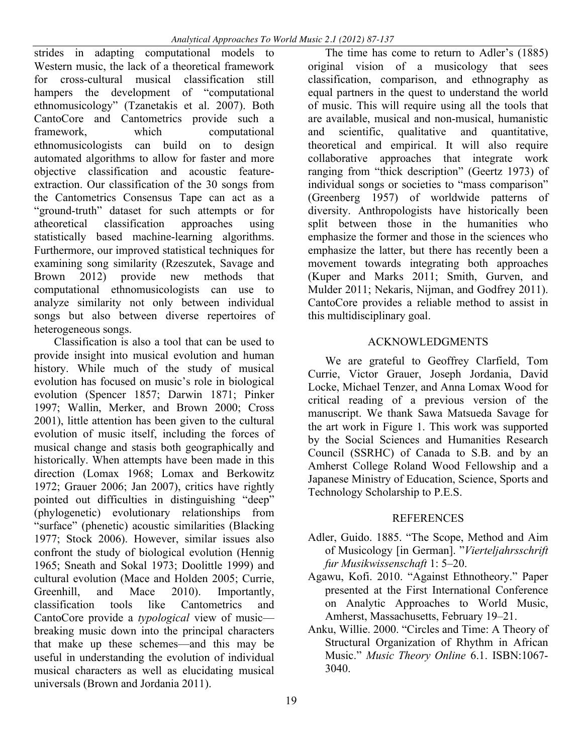strides in adapting computational models to Western music, the lack of a theoretical framework for cross-cultural musical classification still hampers the development of "computational ethnomusicology" (Tzanetakis et al. 2007). Both CantoCore and Cantometrics provide such a framework, which computational ethnomusicologists can build on to design automated algorithms to allow for faster and more objective classification and acoustic feature-extraction. Our classification of the 30 songs from the Cantometrics Consensus Tape can act as a "ground-truth" dataset for such attempts or for atheoretical classification approaches using statistically based machine-learning algorithms. Furthermore, our improved statistical techniques for examining song similarity (Rzeszutek, Savage and Brown 2012) provide new methods that computational ethnomusicologists can use to analyze similarity not only between individual songs but also between diverse repertoires of heterogeneous songs.

Classification is also a tool that can be used to provide insight into musical evolution and human history. While much of the study of musical evolution has focused on music's role in biological evolution (Spencer 1857; Darwin 1871; Pinker 1997; Wallin, Merker, and Brown 2000; Cross 2001), little attention has been given to the cultural evolution of music itself, including the forces of musical change and stasis both geographically and historically. When attempts have been made in this direction (Lomax 1968; Lomax and Berkowitz 1972; Grauer 2006; Jan 2007), critics have rightly pointed out difficulties in distinguishing "deep" (phylogenetic) evolutionary relationships from "surface" (phenetic) acoustic similarities (Blacking 1977; Stock 2006). However, similar issues also confront the study of biological evolution (Hennig 1965; Sneath and Sokal 1973; Doolittle 1999) and cultural evolution (Mace and Holden 2005; Currie, Greenhill, and Mace 2010). Importantly, classification tools like Cantometrics and CantoCore provide a *typological* view of music—breaking music down into the principal characters that make up these schemes—and this may be useful in understanding the evolution of individual musical characters as well as elucidating musical universals (Brown and Jordania 2011).

The time has come to return to Adler's (1885) original vision of a musicology that sees classification, comparison, and ethnography as equal partners in the quest to understand the world of music. This will require using all the tools that are available, musical and non-musical, humanistic and scientific, qualitative and quantitative, theoretical and empirical. It will also require collaborative approaches that integrate work ranging from "thick description" (Geertz 1973) of individual songs or societies to "mass comparison" (Greenberg 1957) of worldwide patterns of diversity. Anthropologists have historically been split between those in the humanities who emphasize the former and those in the sciences who emphasize the latter, but there has recently been a movement towards integrating both approaches (Kuper and Marks 2011; Smith, Gurven, and Mulder 2011; Nekaris, Nijman, and Godfrey 2011). CantoCore provides a reliable method to assist in this multidisciplinary goal.

## ACKNOWLEDGMENTS

We are grateful to Geoffrey Clarfield, Tom Currie, Victor Grauer, Joseph Jordania, David Locke, Michael Tenzer, and Anna Lomax Wood for critical reading of a previous version of the manuscript. We thank Sawa Matsueda Savage for the art work in Figure 1. This work was supported by the Social Sciences and Humanities Research Council (SSRHC) of Canada to S.B. and by an Amherst College Roland Wood Fellowship and a Japanese Ministry of Education, Science, Sports and Technology Scholarship to P.E.S.

## REFERENCES

Adler, Guido. 1885. "The Scope, Method and Aim of Musicology [in German]. "*Vierteljahrsschrift fur Musikwissenschaft* 1: 5–20.

Agawu, Kofi. 2010. "Against Ethnotheory." Paper presented at the First International Conference on Analytic Approaches to World Music, Amherst, Massachusetts, February 19–21.

Anku, Willie. 2000. "Circles and Time: A Theory of Structural Organization of Rhythm in African Music." *Music Theory Online* 6.1. ISBN:1067-3040.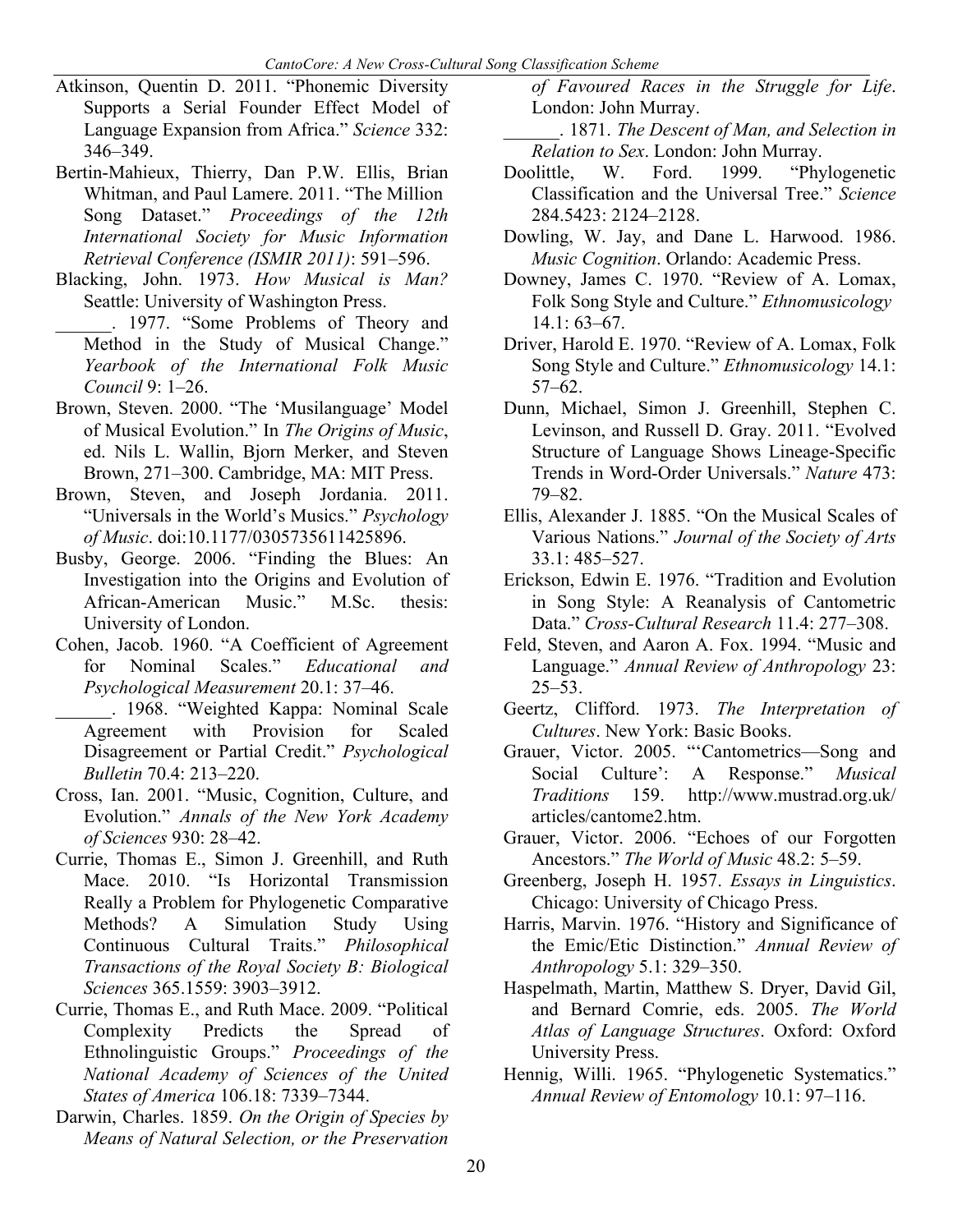Atkinson, Quentin D. 2011. "Phonemic Diversity Supports a Serial Founder Effect Model of Language Expansion from Africa." *Science* 332: 346–349.

Bertin-Mahieux, Thierry, Dan P.W. Ellis, Brian Whitman, and Paul Lamere. 2011. "The Million Song Dataset." *Proceedings of the 12th International Society for Music Information Retrieval Conference (ISMIR 2011)*: 591–596.

Blacking, John. 1973. *How Musical is Man?* Seattle: University of Washington Press.

______. 1977. "Some Problems of Theory and Method in the Study of Musical Change." *Yearbook of the International Folk Music Council* 9: 1–26.

Brown, Steven. 2000. "The 'Musilanguage' Model of Musical Evolution." In *The Origins of Music*, ed. Nils L. Wallin, Bjorn Merker, and Steven Brown, 271–300. Cambridge, MA: MIT Press.

Brown, Steven, and Joseph Jordania. 2011. "Universals in the World's Musics." *Psychology of Music*. doi:10.1177/0305735611425896.

Busby, George. 2006. "Finding the Blues: An Investigation into the Origins and Evolution of African-American Music." M.Sc. thesis: University of London.

Cohen, Jacob. 1960. "A Coefficient of Agreement for Nominal Scales." *Educational and Psychological Measurement* 20.1: 37–46.

______. 1968. "Weighted Kappa: Nominal Scale Agreement with Provision for Scaled Disagreement or Partial Credit." *Psychological Bulletin* 70.4: 213–220.

Cross, Ian. 2001. "Music, Cognition, Culture, and Evolution." *Annals of the New York Academy of Sciences* 930: 28–42.

Currie, Thomas E., Simon J. Greenhill, and Ruth Mace. 2010. "Is Horizontal Transmission Really a Problem for Phylogenetic Comparative Methods? A Simulation Study Using Continuous Cultural Traits." *Philosophical Transactions of the Royal Society B: Biological Sciences* 365.1559: 3903–3912.

Currie, Thomas E., and Ruth Mace. 2009. "Political Complexity Predicts the Spread of Ethnolinguistic Groups." *Proceedings of the National Academy of Sciences of the United States of America* 106.18: 7339–7344.

Darwin, Charles. 1859. *On the Origin of Species by Means of Natural Selection, or the Preservation of Favoured Races in the Struggle for Life*. London: John Murray.

______. 1871. *The Descent of Man, and Selection in Relation to Sex*. London: John Murray.

Doolittle, W. Ford. 1999. "Phylogenetic Classification and the Universal Tree." *Science* 284.5423: 2124–2128.

Dowling, W. Jay, and Dane L. Harwood. 1986. *Music Cognition*. Orlando: Academic Press.

Downey, James C. 1970. "Review of A. Lomax, Folk Song Style and Culture." *Ethnomusicology* 14.1: 63–67.

Driver, Harold E. 1970. "Review of A. Lomax, Folk Song Style and Culture." *Ethnomusicology* 14.1: 57–62.

Dunn, Michael, Simon J. Greenhill, Stephen C. Levinson, and Russell D. Gray. 2011. "Evolved Structure of Language Shows Lineage-Specific Trends in Word-Order Universals." *Nature* 473: 79–82.

Ellis, Alexander J. 1885. "On the Musical Scales of Various Nations." *Journal of the Society of Arts* 33.1: 485–527.

Erickson, Edwin E. 1976. "Tradition and Evolution in Song Style: A Reanalysis of Cantometric Data." *Cross-Cultural Research* 11.4: 277–308.

Feld, Steven, and Aaron A. Fox. 1994. "Music and Language." *Annual Review of Anthropology* 23: 25–53.

Geertz, Clifford. 1973. *The Interpretation of Cultures*. New York: Basic Books.

Grauer, Victor. 2005. "'Cantometrics—Song and Social Culture': A Response." *Musical Traditions* 159. http://www.mustrad.org.uk/articles/cantome2.htm.

Grauer, Victor. 2006. "Echoes of our Forgotten Ancestors." *The World of Music* 48.2: 5–59.

Greenberg, Joseph H. 1957. *Essays in Linguistics*. Chicago: University of Chicago Press.

Harris, Marvin. 1976. "History and Significance of the Emic/Etic Distinction." *Annual Review of Anthropology* 5.1: 329–350.

Haspelmath, Martin, Matthew S. Dryer, David Gil, and Bernard Comrie, eds. 2005. *The World Atlas of Language Structures*. Oxford: Oxford University Press.

Hennig, Willi. 1965. "Phylogenetic Systematics." *Annual Review of Entomology* 10.1: 97–116.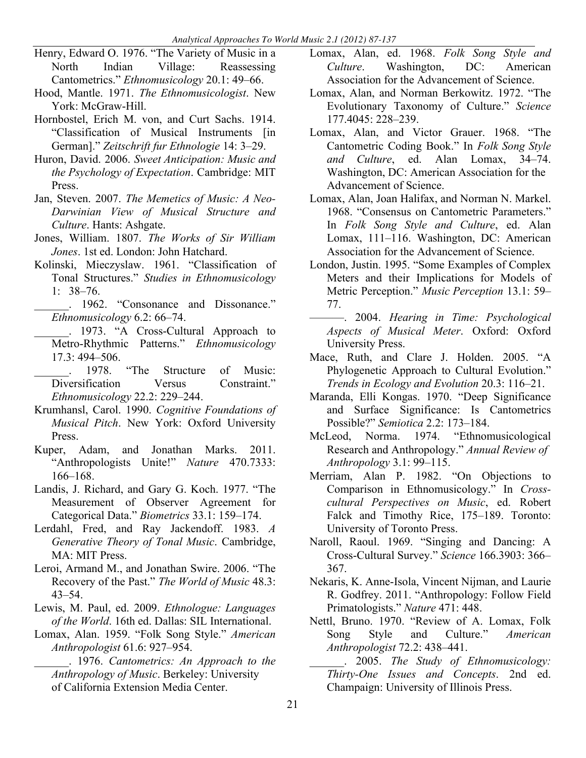Henry, Edward O. 1976. "The Variety of Music in a North Indian Village: Reassessing Cantometrics." *Ethnomusicology* 20.1: 49–66.

Hood, Mantle. 1971. *The Ethnomusicologist*. New York: McGraw-Hill.

Hornbostel, Erich M. von, and Curt Sachs. 1914. "Classification of Musical Instruments [in German]." *Zeitschrift fur Ethnologie* 14: 3–29.

Huron, David. 2006. *Sweet Anticipation: Music and the Psychology of Expectation*. Cambridge: MIT Press.

Jan, Steven. 2007. *The Memetics of Music: A Neo-Darwinian View of Musical Structure and Culture*. Hants: Ashgate.

Jones, William. 1807. *The Works of Sir William Jones*. 1st ed. London: John Hatchard.

Kolinski, Mieczyslaw. 1961. "Classification of Tonal Structures." *Studies in Ethnomusicology* 1: 38–76.

______. 1962. "Consonance and Dissonance." *Ethnomusicology* 6.2: 66–74.

______. 1973. "A Cross-Cultural Approach to Metro-Rhythmic Patterns." *Ethnomusicology* 17.3: 494–506.

______. 1978. "The Structure of Music: Diversification Versus Constraint." *Ethnomusicology* 22.2: 229–244.

Krumhansl, Carol. 1990. *Cognitive Foundations of Musical Pitch*. New York: Oxford University Press.

Kuper, Adam, and Jonathan Marks. 2011. "Anthropologists Unite!" *Nature* 470.7333: 166–168.

Landis, J. Richard, and Gary G. Koch. 1977. "The Measurement of Observer Agreement for Categorical Data." *Biometrics* 33.1: 159–174.

Lerdahl, Fred, and Ray Jackendoff. 1983. *A Generative Theory of Tonal Music*. Cambridge, MA: MIT Press.

Leroi, Armand M., and Jonathan Swire. 2006. "The Recovery of the Past." *The World of Music* 48.3: 43–54.

Lewis, M. Paul, ed. 2009. *Ethnologue: Languages of the World*. 16th ed. Dallas: SIL International.

Lomax, Alan. 1959. "Folk Song Style." *American Anthropologist* 61.6: 927–954.

______. 1976. *Cantometrics: An Approach to the Anthropology of Music*. Berkeley: University of California Extension Media Center.

Lomax, Alan, ed. 1968. *Folk Song Style and Culture*. Washington, DC: American Association for the Advancement of Science.

Lomax, Alan, and Norman Berkowitz. 1972. "The Evolutionary Taxonomy of Culture." *Science* 177.4045: 228–239.

Lomax, Alan, and Victor Grauer. 1968. "The Cantometric Coding Book." In *Folk Song Style and Culture*, ed. Alan Lomax, 34–74. Washington, DC: American Association for the Advancement of Science.

Lomax, Alan, Joan Halifax, and Norman N. Markel. 1968. "Consensus on Cantometric Parameters." In *Folk Song Style and Culture*, ed. Alan Lomax, 111–116. Washington, DC: American Association for the Advancement of Science.

London, Justin. 1995. "Some Examples of Complex Meters and their Implications for Models of Metric Perception." *Music Perception* 13.1: 59–77.

———. 2004. *Hearing in Time: Psychological Aspects of Musical Meter*. Oxford: Oxford University Press.

Mace, Ruth, and Clare J. Holden. 2005. "A Phylogenetic Approach to Cultural Evolution." *Trends in Ecology and Evolution* 20.3: 116–21.

Maranda, Elli Kongas. 1970. "Deep Significance and Surface Significance: Is Cantometrics Possible?" *Semiotica* 2.2: 173–184.

McLeod, Norma. 1974. "Ethnomusicological Research and Anthropology." *Annual Review of Anthropology* 3.1: 99–115.

Merriam, Alan P. 1982. "On Objections to Comparison in Ethnomusicology." In *Cross-cultural Perspectives on Music*, ed. Robert Falck and Timothy Rice, 175–189. Toronto: University of Toronto Press.

Naroll, Raoul. 1969. "Singing and Dancing: A Cross-Cultural Survey." *Science* 166.3903: 366–367.

Nekaris, K. Anne-Isola, Vincent Nijman, and Laurie R. Godfrey. 2011. "Anthropology: Follow Field Primatologists." *Nature* 471: 448.

Nettl, Bruno. 1970. "Review of A. Lomax, Folk Song Style and Culture." *American Anthropologist* 72.2: 438–441.

______. 2005. *The Study of Ethnomusicology: Thirty-One Issues and Concepts*. 2nd ed. Champaign: University of Illinois Press.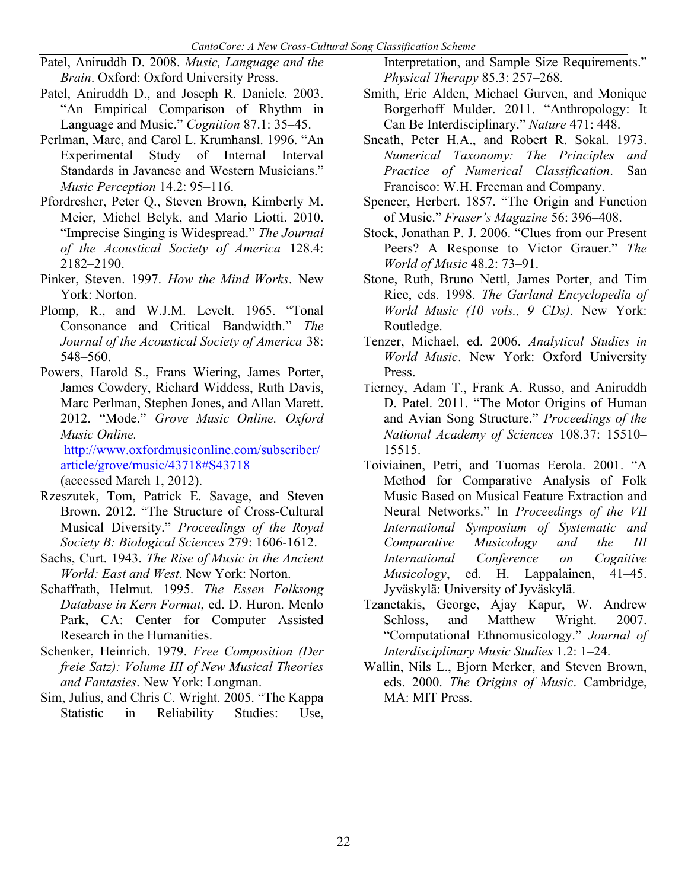Patel, Aniruddh D. 2008. *Music, Language and the Brain*. Oxford: Oxford University Press.

Patel, Aniruddh D., and Joseph R. Daniele. 2003. "An Empirical Comparison of Rhythm in Language and Music." *Cognition* 87.1: 35–45.

Perlman, Marc, and Carol L. Krumhansl. 1996. "An Experimental Study of Internal Interval Standards in Javanese and Western Musicians." *Music Perception* 14.2: 95–116.

Pfordresher, Peter Q., Steven Brown, Kimberly M. Meier, Michel Belyk, and Mario Liotti. 2010. "Imprecise Singing is Widespread." *The Journal of the Acoustical Society of America* 128.4: 2182–2190.

Pinker, Steven. 1997. *How the Mind Works*. New York: Norton.

Plomp, R., and W.J.M. Levelt. 1965. "Tonal Consonance and Critical Bandwidth." *The Journal of the Acoustical Society of America* 38: 548–560.

Powers, Harold S., Frans Wiering, James Porter, James Cowdery, Richard Widdess, Ruth Davis, Marc Perlman, Stephen Jones, and Allan Marett. 2012. "Mode." *Grove Music Online. Oxford Music Online.* http://www.oxfordmusiconline.com/subscriber/article/grove/music/43718#S43718 (accessed March 1, 2012).

Rzeszutek, Tom, Patrick E. Savage, and Steven Brown. 2012. "The Structure of Cross-Cultural Musical Diversity." *Proceedings of the Royal Society B: Biological Sciences* 279: 1606-1612.

Sachs, Curt. 1943. *The Rise of Music in the Ancient World: East and West*. New York: Norton.

Schaffrath, Helmut. 1995. *The Essen Folksong Database in Kern Format*, ed. D. Huron. Menlo Park, CA: Center for Computer Assisted Research in the Humanities.

Schenker, Heinrich. 1979. *Free Composition (Der freie Satz): Volume III of New Musical Theories and Fantasies*. New York: Longman.

Sim, Julius, and Chris C. Wright. 2005. "The Kappa Statistic in Reliability Studies: Use, Interpretation, and Sample Size Requirements." *Physical Therapy* 85.3: 257–268.

Smith, Eric Alden, Michael Gurven, and Monique Borgerhoff Mulder. 2011. "Anthropology: It Can Be Interdisciplinary." *Nature* 471: 448.

Sneath, Peter H.A., and Robert R. Sokal. 1973. *Numerical Taxonomy: The Principles and Practice of Numerical Classification*. San Francisco: W.H. Freeman and Company.

Spencer, Herbert. 1857. "The Origin and Function of Music." *Fraser's Magazine* 56: 396–408.

Stock, Jonathan P. J. 2006. "Clues from our Present Peers? A Response to Victor Grauer." *The World of Music* 48.2: 73–91.

Stone, Ruth, Bruno Nettl, James Porter, and Tim Rice, eds. 1998. *The Garland Encyclopedia of World Music (10 vols., 9 CDs)*. New York: Routledge.

Tenzer, Michael, ed. 2006. *Analytical Studies in World Music*. New York: Oxford University Press.

Tierney, Adam T., Frank A. Russo, and Aniruddh D. Patel. 2011. "The Motor Origins of Human and Avian Song Structure." *Proceedings of the National Academy of Sciences* 108.37: 15510–15515.

Toiviainen, Petri, and Tuomas Eerola. 2001. "A Method for Comparative Analysis of Folk Music Based on Musical Feature Extraction and Neural Networks." In *Proceedings of the VII International Symposium of Systematic and Comparative Musicology and the III International Conference on Cognitive Musicology*, ed. H. Lappalainen, 41–45. Jyväskylä: University of Jyväskylä.

Tzanetakis, George, Ajay Kapur, W. Andrew Schloss, and Matthew Wright. 2007. "Computational Ethnomusicology." *Journal of Interdisciplinary Music Studies* 1.2: 1–24.

Wallin, Nils L., Bjorn Merker, and Steven Brown, eds. 2000. *The Origins of Music*. Cambridge, MA: MIT Press.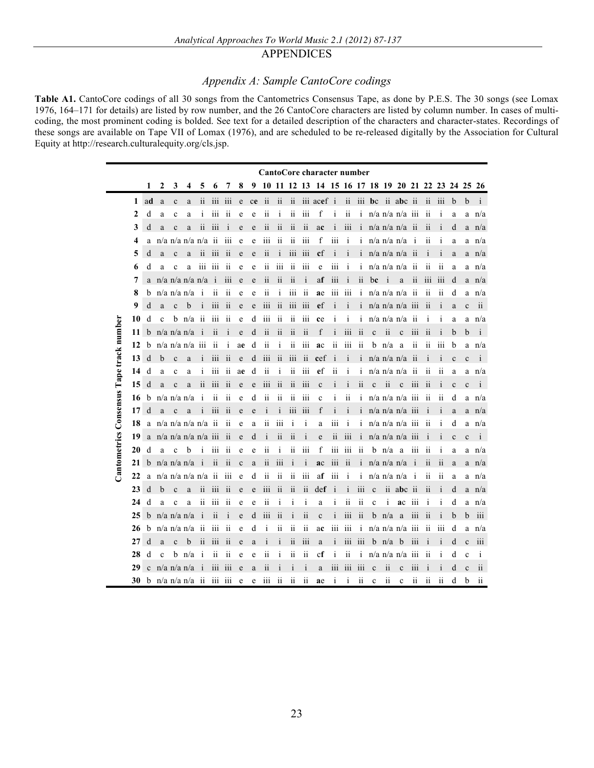# APPENDICES

## *Appendix A: Sample CantoCore codings*

**Table A1.** CantoCore codings of all 30 songs from the Cantometrics Consensus Tape, as done by P.E.S. The 30 songs (see Lomax 1976, 164–171 for details) are listed by row number, and the 26 CantoCore characters are listed by column number. In cases of multi-coding, the most prominent coding is bolded. See text for a detailed description of the characters and character-states. Recordings of these songs are available on Tape VII of Lomax (1976), and are scheduled to be re-released digitally by the Association for Cultural Equity at http://research.culturalequity.org/cls.jsp.

| Cantometrics Consensus Tape track number | CantoCore character number | | | | | | | | | | | | | | | | | | | | | | | | | |
|---|---|---|---|---|---|---|---|---|---|---|---|---|---|---|---|---|---|---|---|---|---|---|---|---|---|---|
| | 1 | 2 | 3 | 4 | 5 | 6 | 7 | 8 | 9 | 10 | 11 | 12 | 13 | 14 | 15 | 16 | 17 | 18 | 19 | 20 | 21 | 22 | 23 | 24 | 25 | 26 |
| 1 | a**d** | a | c | a | ii | iii | iii | e | c**e** | ii | ii | ii | iii | acef | i | ii | iii | **b**c | ii | a**b**c | ii | ii | iii | b | b | i |
| 2 | d | a | c | a | i | iii | ii | e | e | ii | i | ii | iii | f | i | ii | i | n/a | n/a | n/a | iii | ii | i | a | a | n/a |
| 3 | d | a | c | a | ii | iii | i | e | e | ii | ii | ii | ii | a**c** | i | iii | i | n/a | n/a | n/a | ii | ii | i | d | a | n/a |
| 4 | a | n/a | n/a | n/a | n/a | ii | iii | e | e | iii | ii | ii | iii | f | iii | i | i | n/a | n/a | n/a | i | ii | i | a | a | n/a |
| 5 | d | a | c | a | ii | iii | ii | e | e | ii | i | iii | iii | c**f** | i | i | i | n/a | n/a | n/a | ii | i | i | a | a | n/a |
| 6 | d | a | c | a | iii | iii | ii | e | e | ii | iii | ii | iii | e | iii | i | i | n/a | n/a | n/a | ii | ii | ii | a | a | n/a |
| 7 | a | n/a | n/a | n/a | n/a | i | iii | e | e | ii | ii | ii | i | a**f** | iii | i | ii | b**c** | i | a | ii | iii | iii | d | a | n/a |
| 8 | b | n/a | n/a | n/a | i | ii | ii | e | e | ii | i | iii | ii | **a**e | iii | iii | i | n/a | n/a | n/a | ii | ii | ii | d | a | n/a |
| 9 | d | a | c | b | i | iii | ii | e | e | iii | ii | iii | iii | e**f** | i | i | i | n/a | n/a | n/a | iii | ii | i | a | c | ii |
| 10 | d | c | b | n/a | ii | iii | ii | e | d | iii | ii | ii | iii | c**e** | i | i | i | n/a | n/a | n/a | ii | i | i | a | a | n/a |
| 11 | b | n/a | n/a | n/a | i | ii | i | e | d | ii | ii | ii | ii | f | i | iii | ii | c | ii | c | iii | ii | i | b | b | i |
| 12 | b | n/a | n/a | n/a | iii | ii | i | a**e** | d | ii | i | ii | iii | **a**c | ii | iii | ii | b | n/a | a | ii | ii | iii | b | a | n/a |
| 13 | d | b | c | a | i | iii | ii | e | d | iii | ii | iii | ii | c**e**f | i | i | i | n/a | n/a | n/a | ii | i | i | c | c | i |
| 14 | d | a | c | a | i | iii | ii | a**e** | d | ii | i | ii | iii | e**f** | ii | i | i | n/a | n/a | n/a | ii | ii | ii | a | a | n/a |
| 15 | d | a | c | a | ii | iii | ii | e | e | iii | ii | ii | iii | c | i | i | ii | c | ii | c | iii | ii | i | c | c | i |
| 16 | b | n/a | n/a | n/a | i | ii | ii | e | d | ii | ii | ii | iii | c | i | ii | i | n/a | n/a | n/a | iii | ii | ii | d | a | n/a |
| 17 | d | a | c | a | i | iii | ii | e | e | i | i | iii | iii | f | i | i | i | n/a | n/a | n/a | iii | i | i | a | a | n/a |
| 18 | a | n/a | n/a | n/a | n/a | ii | ii | e | a | ii | iii | i | i | a | iii | i | i | n/a | n/a | n/a | iii | ii | i | d | a | n/a |
| 19 | a | n/a | n/a | n/a | n/a | iii | ii | e | d | i | ii | ii | i | e | ii | iii | i | n/a | n/a | n/a | iii | i | i | c | c | i |
| 20 | d | a | c | b | i | iii | ii | e | e | ii | i | ii | iii | f | iii | iii | ii | b | n/a | a | iii | ii | i | a | a | n/a |
| 21 | b | n/a | n/a | n/a | i | ii | ii | c | a | ii | iii | i | i | **a**c | iii | ii | i | n/a | n/a | n/a | i | ii | ii | a | a | n/a |
| 22 | a | n/a | n/a | n/a | n/a | ii | iii | e | d | ii | ii | ii | iii | a**f** | iii | i | i | n/a | n/a | n/a | i | ii | ii | a | a | n/a |
| 23 | d | b | c | a | ii | iii | ii | e | e | iii | ii | ii | ii | de**f** | i | i | iii | c | ii | a**b**c | ii | ii | i | d | a | n/a |
| 24 | d | a | c | a | ii | iii | ii | e | e | ii | i | i | i | a | i | ii | ii | c | i | **a**c | iii | i | i | d | a | n/a |
| 25 | b | n/a | n/a | n/a | i | ii | i | e | d | iii | ii | i | ii | c | i | iii | ii | b | n/a | a | iii | ii | i | b | b | iii |
| 26 | b | n/a | n/a | n/a | ii | iii | ii | e | d | i | ii | ii | ii | a**c** | iii | iii | i | n/a | n/a | n/a | iii | ii | iii | d | a | n/a |
| 27 | d | a | c | b | ii | iii | ii | e | a | i | i | ii | iii | a | i | iii | iii | b | n/a | b | iii | i | i | d | c | iii |
| 28 | d | c | b | n/a | i | ii | ii | e | e | ii | i | ii | ii | c**f** | i | ii | i | n/a | n/a | n/a | iii | ii | i | d | c | i |
| 29 | c | n/a | n/a | n/a | i | iii | iii | e | a | ii | i | i | i | a | iii | iii | iii | c | ii | c | iii | i | i | d | c | ii |
| 30 | b | n/a | n/a | n/a | ii | iii | iii | e | e | iii | ii | ii | ii | **a**e | i | i | ii | c | ii | c | ii | ii | ii | d | b | ii |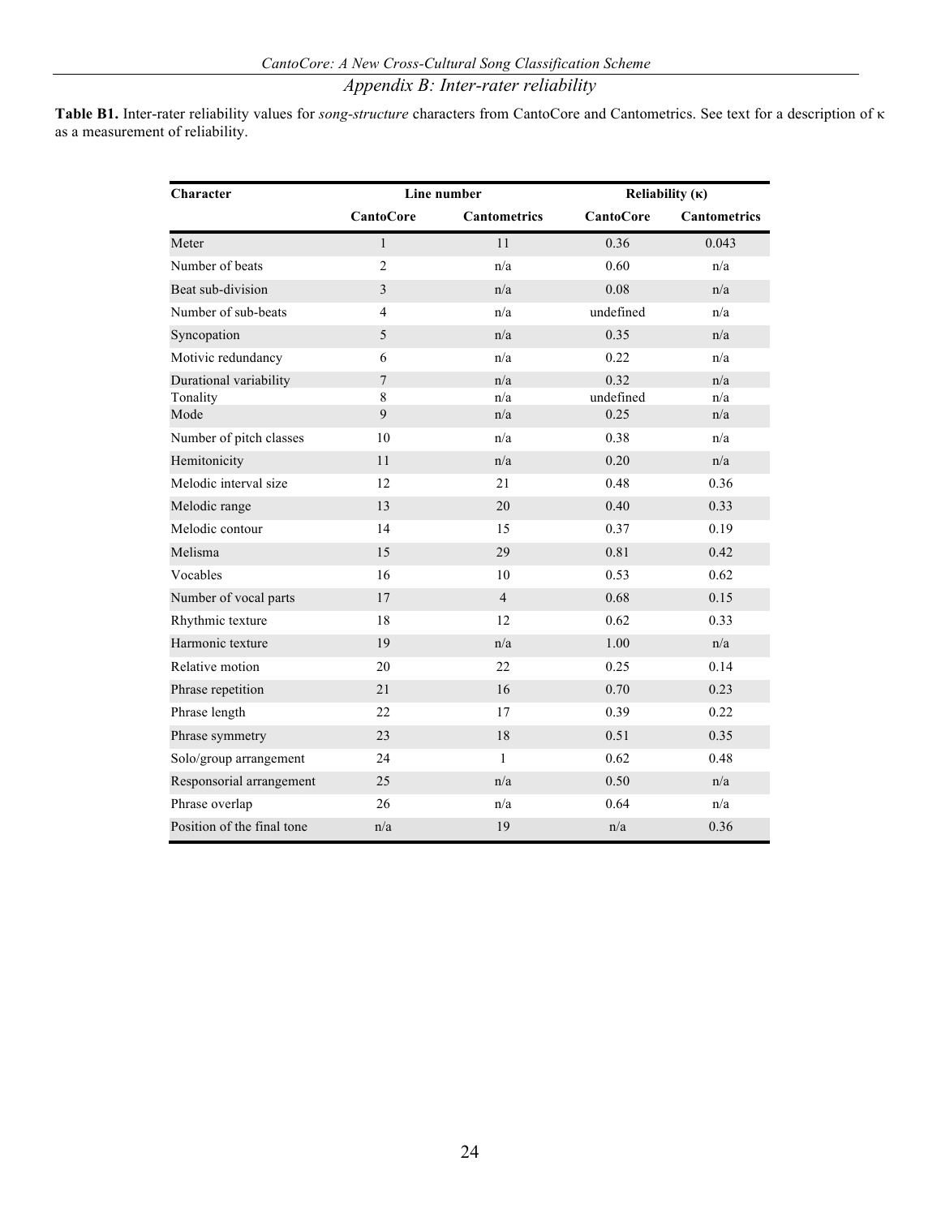## Appendix B: Inter-rater reliability

**Table B1.** Inter-rater reliability values for *song-structure* characters from CantoCore and Cantometrics. See text for a description of κ as a measurement of reliability.

| Character | Line number | | Reliability (κ) | |
|---|---|---|---|---|
| | **CantoCore** | **Cantometrics** | **CantoCore** | **Cantometrics** |
| Meter | 1 | 11 | 0.36 | 0.043 |
| Number of beats | 2 | n/a | 0.60 | n/a |
| Beat sub-division | 3 | n/a | 0.08 | n/a |
| Number of sub-beats | 4 | n/a | undefined | n/a |
| Syncopation | 5 | n/a | 0.35 | n/a |
| Motivic redundancy | 6 | n/a | 0.22 | n/a |
| Durational variability | 7 | n/a | 0.32 | n/a |
| Tonality | 8 | n/a | undefined | n/a |
| Mode | 9 | n/a | 0.25 | n/a |
| Number of pitch classes | 10 | n/a | 0.38 | n/a |
| Hemitonicity | 11 | n/a | 0.20 | n/a |
| Melodic interval size | 12 | 21 | 0.48 | 0.36 |
| Melodic range | 13 | 20 | 0.40 | 0.33 |
| Melodic contour | 14 | 15 | 0.37 | 0.19 |
| Melisma | 15 | 29 | 0.81 | 0.42 |
| Vocables | 16 | 10 | 0.53 | 0.62 |
| Number of vocal parts | 17 | 4 | 0.68 | 0.15 |
| Rhythmic texture | 18 | 12 | 0.62 | 0.33 |
| Harmonic texture | 19 | n/a | 1.00 | n/a |
| Relative motion | 20 | 22 | 0.25 | 0.14 |
| Phrase repetition | 21 | 16 | 0.70 | 0.23 |
| Phrase length | 22 | 17 | 0.39 | 0.22 |
| Phrase symmetry | 23 | 18 | 0.51 | 0.35 |
| Solo/group arrangement | 24 | 1 | 0.62 | 0.48 |
| Responsorial arrangement | 25 | n/a | 0.50 | n/a |
| Phrase overlap | 26 | n/a | 0.64 | n/a |
| Position of the final tone | n/a | 19 | n/a | 0.36 |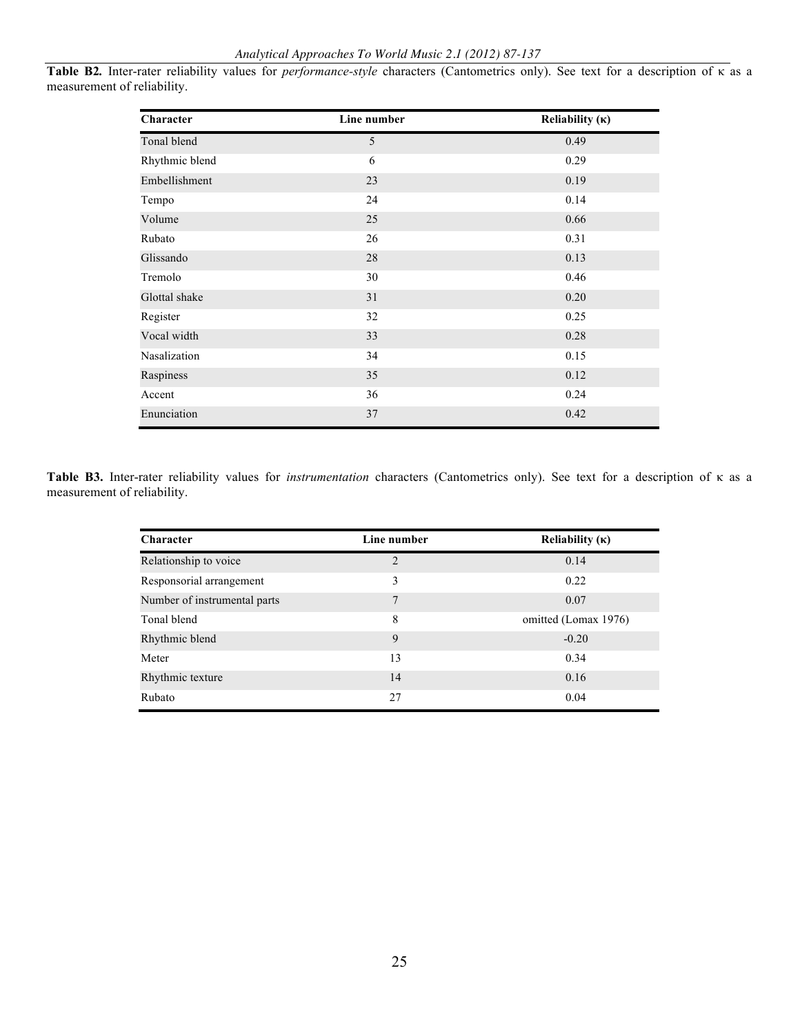**Table B2.** Inter-rater reliability values for *performance-style* characters (Cantometrics only). See text for a description of κ as a measurement of reliability.

| Character | Line number | Reliability (κ) |
| --- | --- | --- |
| Tonal blend | 5 | 0.49 |
| Rhythmic blend | 6 | 0.29 |
| Embellishment | 23 | 0.19 |
| Tempo | 24 | 0.14 |
| Volume | 25 | 0.66 |
| Rubato | 26 | 0.31 |
| Glissando | 28 | 0.13 |
| Tremolo | 30 | 0.46 |
| Glottal shake | 31 | 0.20 |
| Register | 32 | 0.25 |
| Vocal width | 33 | 0.28 |
| Nasalization | 34 | 0.15 |
| Raspiness | 35 | 0.12 |
| Accent | 36 | 0.24 |
| Enunciation | 37 | 0.42 |

**Table B3.** Inter-rater reliability values for *instrumentation* characters (Cantometrics only). See text for a description of κ as a measurement of reliability.

| Character | Line number | Reliability (κ) |
| --- | --- | --- |
| Relationship to voice | 2 | 0.14 |
| Responsorial arrangement | 3 | 0.22 |
| Number of instrumental parts | 7 | 0.07 |
| Tonal blend | 8 | omitted (Lomax 1976) |
| Rhythmic blend | 9 | -0.20 |
| Meter | 13 | 0.34 |
| Rhythmic texture | 14 | 0.16 |
| Rubato | 27 | 0.04 |